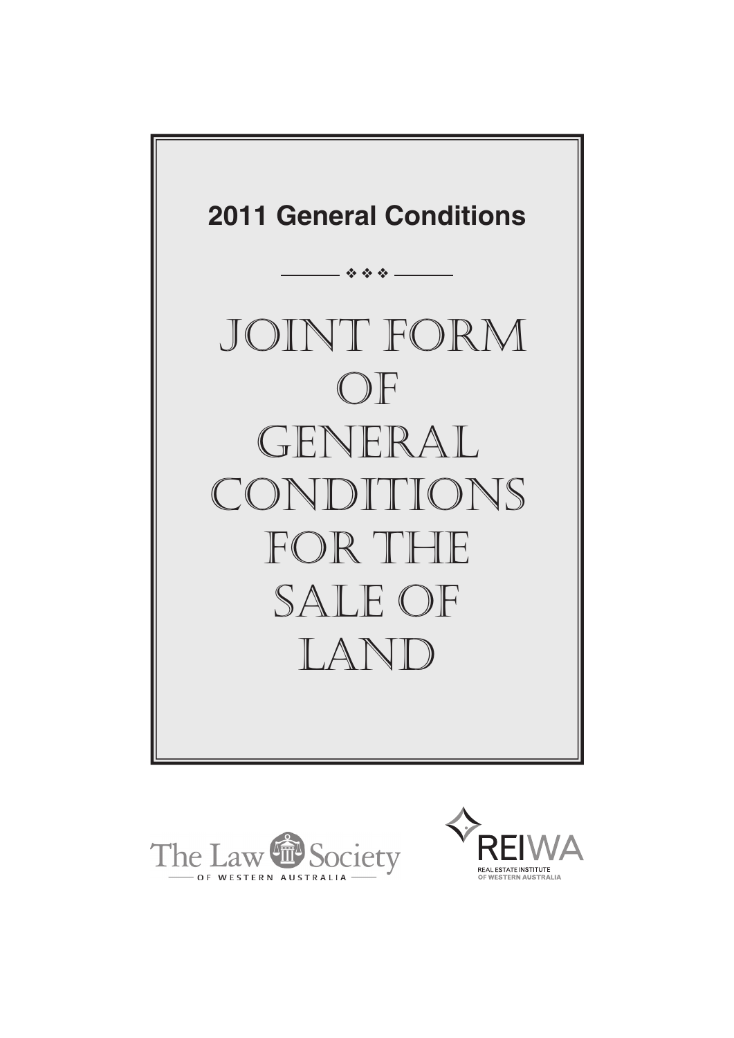## 2011 General Conditions

# JOINT FORM OF GENERAL CONDITIONS FOR THE SALE OF LAND

The Law Society OF WESTERN AUSTRALIA

REIWA REAL ESTATE INSTITUTE OF WESTERN AUSTRALIA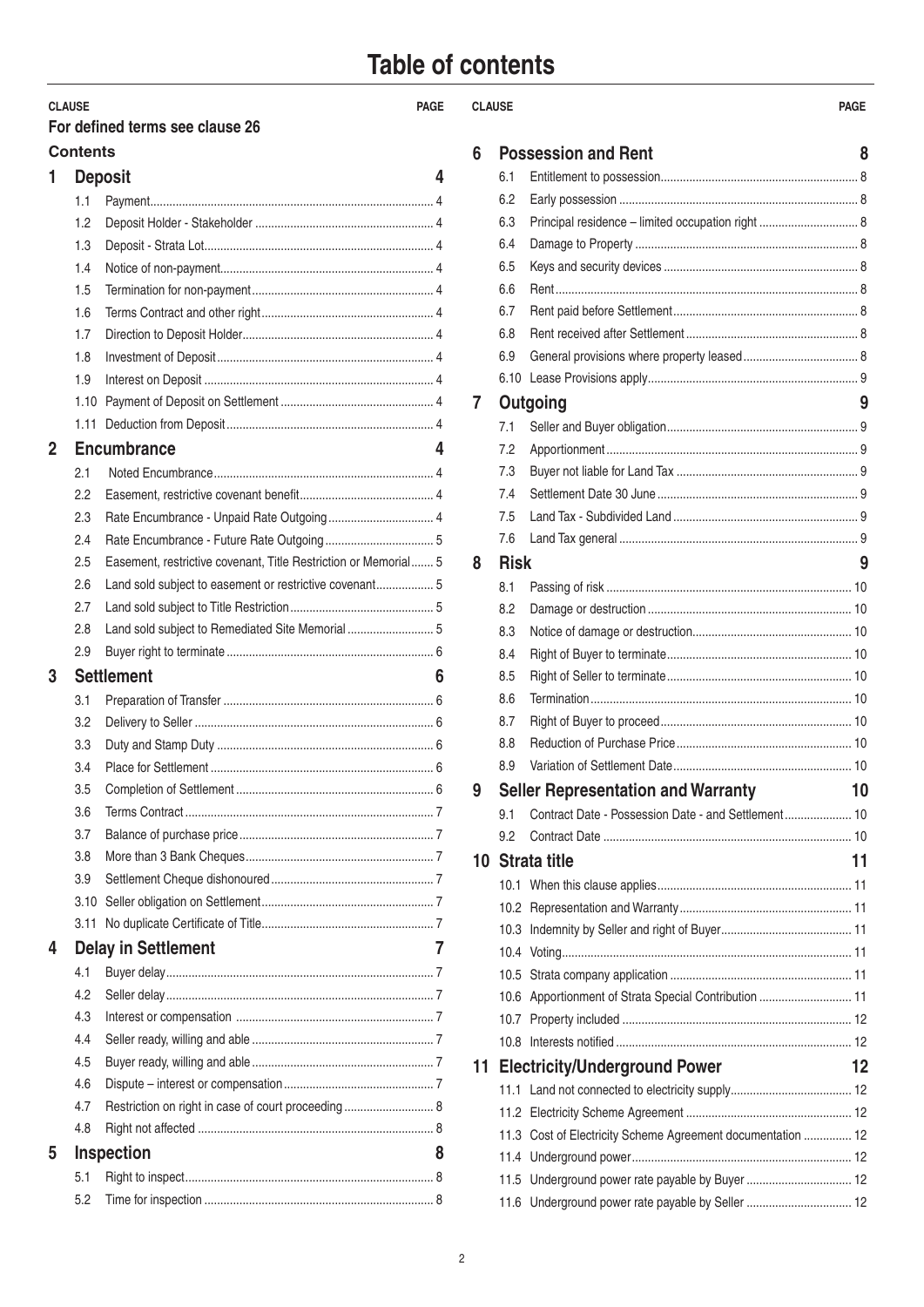# Table of contents

| CLAUSE | | PAGE |
|---|---|---|
| **For defined terms see clause 26** | | |
| **Contents** | | |
| **1** | **Deposit** | **4** |
| 1.1 | Payment | 4 |
| 1.2 | Deposit Holder - Stakeholder | 4 |
| 1.3 | Deposit - Strata Lot | 4 |
| 1.4 | Notice of non-payment | 4 |
| 1.5 | Termination for non-payment | 4 |
| 1.6 | Terms Contract and other right | 4 |
| 1.7 | Direction to Deposit Holder | 4 |
| 1.8 | Investment of Deposit | 4 |
| 1.9 | Interest on Deposit | 4 |
| 1.10 | Payment of Deposit on Settlement | 4 |
| 1.11 | Deduction from Deposit | 4 |
| **2** | **Encumbrance** | **4** |
| 2.1 | Noted Encumbrance | 4 |
| 2.2 | Easement, restrictive covenant benefit | 4 |
| 2.3 | Rate Encumbrance - Unpaid Rate Outgoing | 4 |
| 2.4 | Rate Encumbrance - Future Rate Outgoing | 5 |
| 2.5 | Easement, restrictive covenant, Title Restriction or Memorial | 5 |
| 2.6 | Land sold subject to easement or restrictive covenant | 5 |
| 2.7 | Land sold subject to Title Restriction | 5 |
| 2.8 | Land sold subject to Remediated Site Memorial | 5 |
| 2.9 | Buyer right to terminate | 6 |
| **3** | **Settlement** | **6** |
| 3.1 | Preparation of Transfer | 6 |
| 3.2 | Delivery to Seller | 6 |
| 3.3 | Duty and Stamp Duty | 6 |
| 3.4 | Place for Settlement | 6 |
| 3.5 | Completion of Settlement | 6 |
| 3.6 | Terms Contract | 7 |
| 3.7 | Balance of purchase price | 7 |
| 3.8 | More than 3 Bank Cheques | 7 |
| 3.9 | Settlement Cheque dishonoured | 7 |
| 3.10 | Seller obligation on Settlement | 7 |
| 3.11 | No duplicate Certificate of Title | 7 |
| **4** | **Delay in Settlement** | **7** |
| 4.1 | Buyer delay | 7 |
| 4.2 | Seller delay | 7 |
| 4.3 | Interest or compensation | 7 |
| 4.4 | Seller ready, willing and able | 7 |
| 4.5 | Buyer ready, willing and able | 7 |
| 4.6 | Dispute – interest or compensation | 7 |
| 4.7 | Restriction on right in case of court proceeding | 8 |
| 4.8 | Right not affected | 8 |
| **5** | **Inspection** | **8** |
| 5.1 | Right to inspect | 8 |
| 5.2 | Time for inspection | 8 |
| **6** | **Possession and Rent** | **8** |
| 6.1 | Entitlement to possession | 8 |
| 6.2 | Early possession | 8 |
| 6.3 | Principal residence – limited occupation right | 8 |
| 6.4 | Damage to Property | 8 |
| 6.5 | Keys and security devices | 8 |
| 6.6 | Rent | 8 |
| 6.7 | Rent paid before Settlement | 8 |
| 6.8 | Rent received after Settlement | 8 |
| 6.9 | General provisions where property leased | 8 |
| 6.10 | Lease Provisions apply | 9 |
| **7** | **Outgoing** | **9** |
| 7.1 | Seller and Buyer obligation | 9 |
| 7.2 | Apportionment | 9 |
| 7.3 | Buyer not liable for Land Tax | 9 |
| 7.4 | Settlement Date 30 June | 9 |
| 7.5 | Land Tax - Subdivided Land | 9 |
| 7.6 | Land Tax general | 9 |
| **8** | **Risk** | **9** |
| 8.1 | Passing of risk | 10 |
| 8.2 | Damage or destruction | 10 |
| 8.3 | Notice of damage or destruction | 10 |
| 8.4 | Right of Buyer to terminate | 10 |
| 8.5 | Right of Seller to terminate | 10 |
| 8.6 | Termination | 10 |
| 8.7 | Right of Buyer to proceed | 10 |
| 8.8 | Reduction of Purchase Price | 10 |
| 8.9 | Variation of Settlement Date | 10 |
| **9** | **Seller Representation and Warranty** | **10** |
| 9.1 | Contract Date - Possession Date - and Settlement | 10 |
| 9.2 | Contract Date | 10 |
| **10** | **Strata title** | **11** |
| 10.1 | When this clause applies | 11 |
| 10.2 | Representation and Warranty | 11 |
| 10.3 | Indemnity by Seller and right of Buyer | 11 |
| 10.4 | Voting | 11 |
| 10.5 | Strata company application | 11 |
| 10.6 | Apportionment of Strata Special Contribution | 11 |
| 10.7 | Property included | 12 |
| 10.8 | Interests notified | 12 |
| **11** | **Electricity/Underground Power** | **12** |
| 11.1 | Land not connected to electricity supply | 12 |
| 11.2 | Electricity Scheme Agreement | 12 |
| 11.3 | Cost of Electricity Scheme Agreement documentation | 12 |
| 11.4 | Underground power | 12 |
| 11.5 | Underground power rate payable by Buyer | 12 |
| 11.6 | Underground power rate payable by Seller | 12 |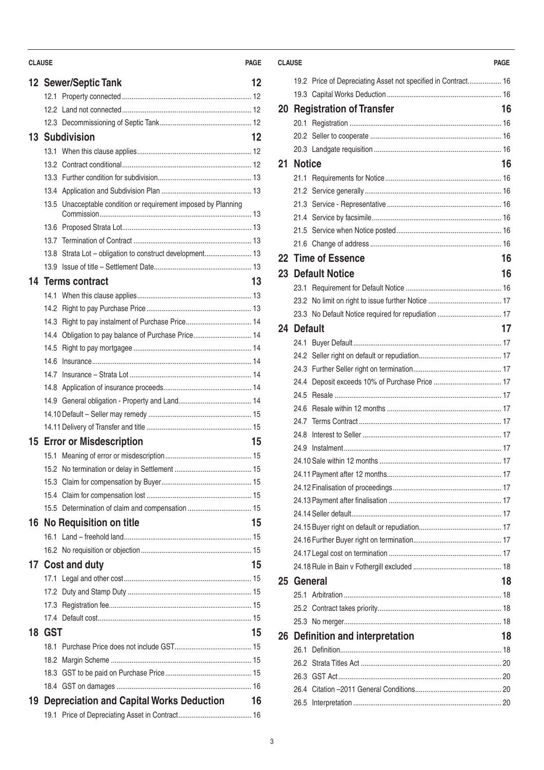| CLAUSE | PAGE |
|---|---|
| **12 Sewer/Septic Tank** | **12** |
| 12.1 Property connected | 12 |
| 12.2 Land not connected | 12 |
| 12.3 Decommissioning of Septic Tank | 12 |
| **13 Subdivision** | **12** |
| 13.1 When this clause applies | 12 |
| 13.2 Contract conditional | 12 |
| 13.3 Further condition for subdivision | 13 |
| 13.4 Application and Subdivision Plan | 13 |
| 13.5 Unacceptable condition or requirement imposed by Planning Commission | 13 |
| 13.6 Proposed Strata Lot | 13 |
| 13.7 Termination of Contract | 13 |
| 13.8 Strata Lot – obligation to construct development | 13 |
| 13.9 Issue of title – Settlement Date | 13 |
| **14 Terms contract** | **13** |
| 14.1 When this clause applies | 13 |
| 14.2 Right to pay Purchase Price | 13 |
| 14.3 Right to pay instalment of Purchase Price | 14 |
| 14.4 Obligation to pay balance of Purchase Price | 14 |
| 14.5 Right to pay mortgagee | 14 |
| 14.6 Insurance | 14 |
| 14.7 Insurance – Strata Lot | 14 |
| 14.8 Application of insurance proceeds | 14 |
| 14.9 General obligation - Property and Land | 14 |
| 14.10 Default – Seller may remedy | 15 |
| 14.11 Delivery of Transfer and title | 15 |
| **15 Error or Misdescription** | **15** |
| 15.1 Meaning of error or misdescription | 15 |
| 15.2 No termination or delay in Settlement | 15 |
| 15.3 Claim for compensation by Buyer | 15 |
| 15.4 Claim for compensation lost | 15 |
| 15.5 Determination of claim and compensation | 15 |
| **16 No Requisition on title** | **15** |
| 16.1 Land – freehold land | 15 |
| 16.2 No requisition or objection | 15 |
| **17 Cost and duty** | **15** |
| 17.1 Legal and other cost | 15 |
| 17.2 Duty and Stamp Duty | 15 |
| 17.3 Registration fee | 15 |
| 17.4 Default cost | 15 |
| **18 GST** | **15** |
| 18.1 Purchase Price does not include GST | 15 |
| 18.2 Margin Scheme | 15 |
| 18.3 GST to be paid on Purchase Price | 15 |
| 18.4 GST on damages | 16 |
| **19 Depreciation and Capital Works Deduction** | **16** |
| 19.1 Price of Depreciating Asset in Contract | 16 |
| 19.2 Price of Depreciating Asset not specified in Contract | 16 |
| 19.3 Capital Works Deduction | 16 |
| **20 Registration of Transfer** | **16** |
| 20.1 Registration | 16 |
| 20.2 Seller to cooperate | 16 |
| 20.3 Landgate requisition | 16 |
| **21 Notice** | **16** |
| 21.1 Requirements for Notice | 16 |
| 21.2 Service generally | 16 |
| 21.3 Service - Representative | 16 |
| 21.4 Service by facsimile | 16 |
| 21.5 Service when Notice posted | 16 |
| 21.6 Change of address | 16 |
| **22 Time of Essence** | **16** |
| **23 Default Notice** | **16** |
| 23.1 Requirement for Default Notice | 16 |
| 23.2 No limit on right to issue further Notice | 17 |
| 23.3 No Default Notice required for repudiation | 17 |
| **24 Default** | **17** |
| 24.1 Buyer Default | 17 |
| 24.2 Seller right on default or repudiation | 17 |
| 24.3 Further Seller right on termination | 17 |
| 24.4 Deposit exceeds 10% of Purchase Price | 17 |
| 24.5 Resale | 17 |
| 24.6 Resale within 12 months | 17 |
| 24.7 Terms Contract | 17 |
| 24.8 Interest to Seller | 17 |
| 24.9 Instalment | 17 |
| 24.10 Sale within 12 months | 17 |
| 24.11 Payment after 12 months | 17 |
| 24.12 Finalisation of proceedings | 17 |
| 24.13 Payment after finalisation | 17 |
| 24.14 Seller default | 17 |
| 24.15 Buyer right on default or repudiation | 17 |
| 24.16 Further Buyer right on termination | 17 |
| 24.17 Legal cost on termination | 17 |
| 24.18 Rule in Bain v Fothergill excluded | 18 |
| **25 General** | **18** |
| 25.1 Arbitration | 18 |
| 25.2 Contract takes priority | 18 |
| 25.3 No merger | 18 |
| **26 Definition and interpretation** | **18** |
| 26.1 Definition | 18 |
| 26.2 Strata Titles Act | 20 |
| 26.3 GST Act | 20 |
| 26.4 Citation –2011 General Conditions | 20 |
| 26.5 Interpretation | 20 |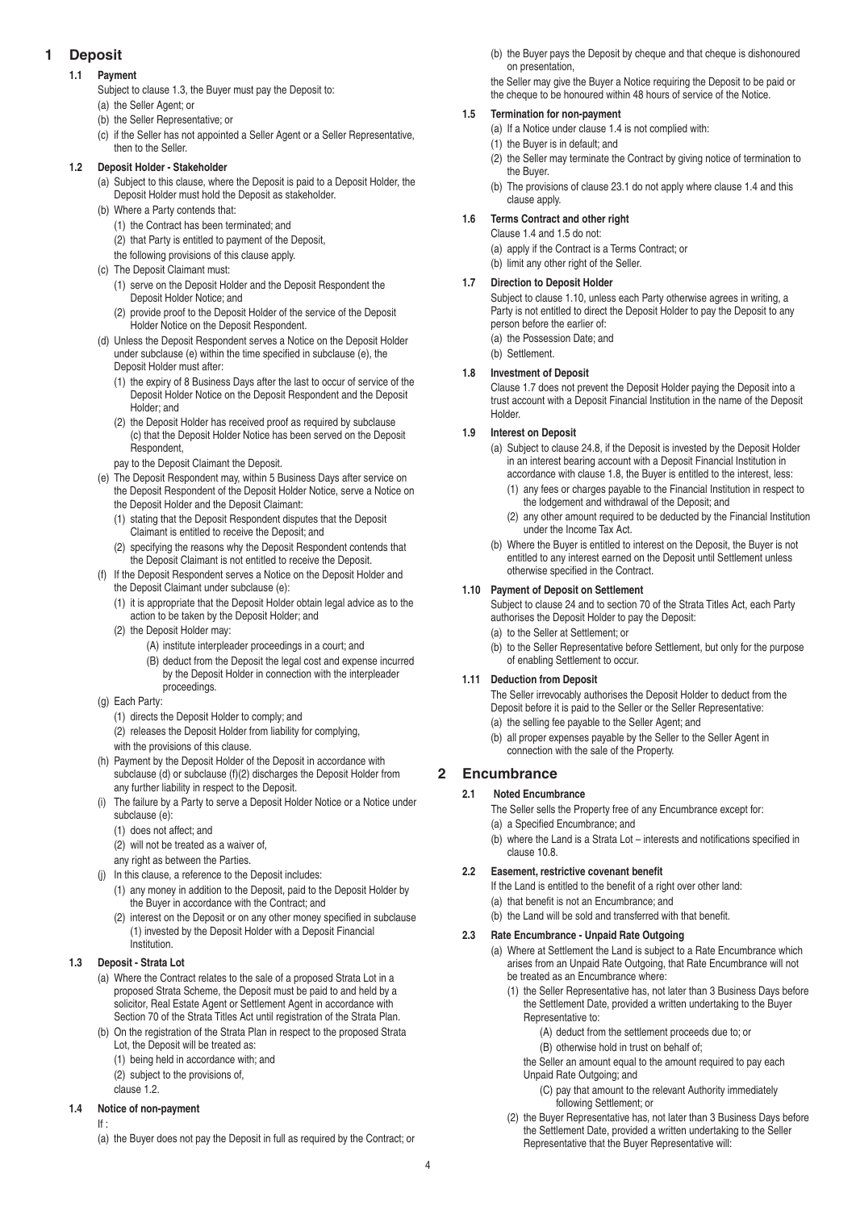# 1 Deposit

### 1.1 Payment

Subject to clause 1.3, the Buyer must pay the Deposit to:

(a) the Seller Agent; or

(b) the Seller Representative; or

(c) if the Seller has not appointed a Seller Agent or a Seller Representative, then to the Seller.

### 1.2 Deposit Holder - Stakeholder

(a) Subject to this clause, where the Deposit is paid to a Deposit Holder, the Deposit Holder must hold the Deposit as stakeholder.

(b) Where a Party contends that:

(1) the Contract has been terminated; and

(2) that Party is entitled to payment of the Deposit,

the following provisions of this clause apply.

(c) The Deposit Claimant must:

(1) serve on the Deposit Holder and the Deposit Respondent the Deposit Holder Notice; and

(2) provide proof to the Deposit Holder of the service of the Deposit Holder Notice on the Deposit Respondent.

(d) Unless the Deposit Respondent serves a Notice on the Deposit Holder under subclause (e) within the time specified in subclause (e), the Deposit Holder must after:

(1) the expiry of 8 Business Days after the last to occur of service of the Deposit Holder Notice on the Deposit Respondent and the Deposit Holder; and

(2) the Deposit Holder has received proof as required by subclause (c) that the Deposit Holder Notice has been served on the Deposit Respondent,

pay to the Deposit Claimant the Deposit.

(e) The Deposit Respondent may, within 5 Business Days after service on the Deposit Respondent of the Deposit Holder Notice, serve a Notice on the Deposit Holder and the Deposit Claimant:

(1) stating that the Deposit Respondent disputes that the Deposit Claimant is entitled to receive the Deposit; and

(2) specifying the reasons why the Deposit Respondent contends that the Deposit Claimant is not entitled to receive the Deposit.

(f) If the Deposit Respondent serves a Notice on the Deposit Holder and the Deposit Claimant under subclause (e):

(1) it is appropriate that the Deposit Holder obtain legal advice as to the action to be taken by the Deposit Holder; and

(2) the Deposit Holder may:

(A) institute interpleader proceedings in a court; and

(B) deduct from the Deposit the legal cost and expense incurred by the Deposit Holder in connection with the interpleader proceedings.

(g) Each Party:

(1) directs the Deposit Holder to comply; and

(2) releases the Deposit Holder from liability for complying,

with the provisions of this clause.

(h) Payment by the Deposit Holder of the Deposit in accordance with subclause (d) or subclause (f)(2) discharges the Deposit Holder from any further liability in respect to the Deposit.

(i) The failure by a Party to serve a Deposit Holder Notice or a Notice under subclause (e):

(1) does not affect; and

(2) will not be treated as a waiver of,

any right as between the Parties.

(j) In this clause, a reference to the Deposit includes:

(1) any money in addition to the Deposit, paid to the Deposit Holder by the Buyer in accordance with the Contract; and

(2) interest on the Deposit or on any other money specified in subclause (1) invested by the Deposit Holder with a Deposit Financial Institution.

### 1.3 Deposit - Strata Lot

(a) Where the Contract relates to the sale of a proposed Strata Lot in a proposed Strata Scheme, the Deposit must be paid to and held by a solicitor, Real Estate Agent or Settlement Agent in accordance with Section 70 of the Strata Titles Act until registration of the Strata Plan.

(b) On the registration of the Strata Plan in respect to the proposed Strata Lot, the Deposit will be treated as:

(1) being held in accordance with; and

(2) subject to the provisions of,

clause 1.2.

### 1.4 Notice of non-payment

If :

(a) the Buyer does not pay the Deposit in full as required by the Contract; or

(b) the Buyer pays the Deposit by cheque and that cheque is dishonoured on presentation,

the Seller may give the Buyer a Notice requiring the Deposit to be paid or the cheque to be honoured within 48 hours of service of the Notice.

### 1.5 Termination for non-payment

(a) If a Notice under clause 1.4 is not complied with:

(1) the Buyer is in default; and

(2) the Seller may terminate the Contract by giving notice of termination to the Buyer.

(b) The provisions of clause 23.1 do not apply where clause 1.4 and this clause apply.

### 1.6 Terms Contract and other right

Clause 1.4 and 1.5 do not:

(a) apply if the Contract is a Terms Contract; or

(b) limit any other right of the Seller.

### 1.7 Direction to Deposit Holder

Subject to clause 1.10, unless each Party otherwise agrees in writing, a Party is not entitled to direct the Deposit Holder to pay the Deposit to any person before the earlier of:

(a) the Possession Date; and

(b) Settlement.

### 1.8 Investment of Deposit

Clause 1.7 does not prevent the Deposit Holder paying the Deposit into a trust account with a Deposit Financial Institution in the name of the Deposit Holder.

### 1.9 Interest on Deposit

(a) Subject to clause 24.8, if the Deposit is invested by the Deposit Holder in an interest bearing account with a Deposit Financial Institution in accordance with clause 1.8, the Buyer is entitled to the interest, less:

(1) any fees or charges payable to the Financial Institution in respect to the lodgement and withdrawal of the Deposit; and

(2) any other amount required to be deducted by the Financial Institution under the Income Tax Act.

(b) Where the Buyer is entitled to interest on the Deposit, the Buyer is not entitled to any interest earned on the Deposit until Settlement unless otherwise specified in the Contract.

### 1.10 Payment of Deposit on Settlement

Subject to clause 24 and to section 70 of the Strata Titles Act, each Party authorises the Deposit Holder to pay the Deposit:

(a) to the Seller at Settlement; or

(b) to the Seller Representative before Settlement, but only for the purpose of enabling Settlement to occur.

### 1.11 Deduction from Deposit

The Seller irrevocably authorises the Deposit Holder to deduct from the Deposit before it is paid to the Seller or the Seller Representative:

(a) the selling fee payable to the Seller Agent; and

(b) all proper expenses payable by the Seller to the Seller Agent in connection with the sale of the Property.

# 2 Encumbrance

### 2.1 Noted Encumbrance

The Seller sells the Property free of any Encumbrance except for:

(a) a Specified Encumbrance; and

(b) where the Land is a Strata Lot – interests and notifications specified in clause 10.8.

### 2.2 Easement, restrictive covenant benefit

If the Land is entitled to the benefit of a right over other land:

(a) that benefit is not an Encumbrance; and

(b) the Land will be sold and transferred with that benefit.

### 2.3 Rate Encumbrance - Unpaid Rate Outgoing

(a) Where at Settlement the Land is subject to a Rate Encumbrance which arises from an Unpaid Rate Outgoing, that Rate Encumbrance will not be treated as an Encumbrance where:

(1) the Seller Representative has, not later than 3 Business Days before the Settlement Date, provided a written undertaking to the Buyer Representative to:

(A) deduct from the settlement proceeds due to; or

(B) otherwise hold in trust on behalf of;

the Seller an amount equal to the amount required to pay each Unpaid Rate Outgoing; and

(C) pay that amount to the relevant Authority immediately following Settlement; or

(2) the Buyer Representative has, not later than 3 Business Days before the Settlement Date, provided a written undertaking to the Seller Representative that the Buyer Representative will: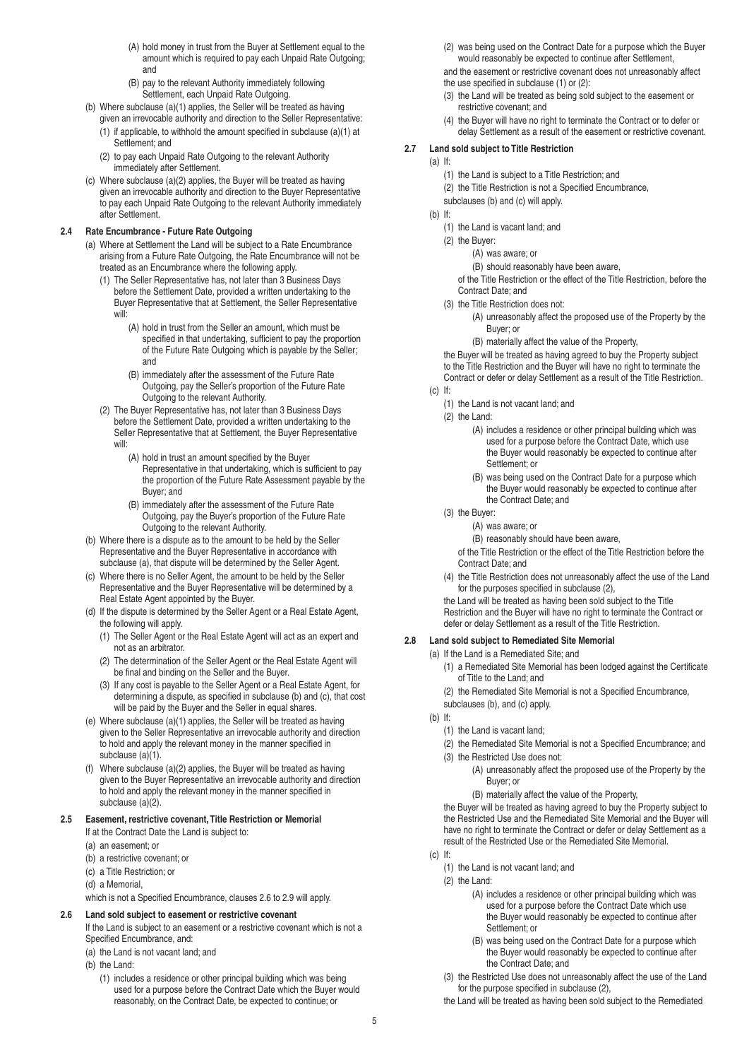(A) hold money in trust from the Buyer at Settlement equal to the amount which is required to pay each Unpaid Rate Outgoing; and

(B) pay to the relevant Authority immediately following Settlement, each Unpaid Rate Outgoing.

(b) Where subclause (a)(1) applies, the Seller will be treated as having given an irrevocable authority and direction to the Seller Representative:

(1) if applicable, to withhold the amount specified in subclause (a)(1) at Settlement; and

(2) to pay each Unpaid Rate Outgoing to the relevant Authority immediately after Settlement.

(c) Where subclause (a)(2) applies, the Buyer will be treated as having given an irrevocable authority and direction to the Buyer Representative to pay each Unpaid Rate Outgoing to the relevant Authority immediately after Settlement.

**2.4 Rate Encumbrance - Future Rate Outgoing**

(a) Where at Settlement the Land will be subject to a Rate Encumbrance arising from a Future Rate Outgoing, the Rate Encumbrance will not be treated as an Encumbrance where the following apply.

(1) The Seller Representative has, not later than 3 Business Days before the Settlement Date, provided a written undertaking to the Buyer Representative that at Settlement, the Seller Representative will:

(A) hold in trust from the Seller an amount, which must be specified in that undertaking, sufficient to pay the proportion of the Future Rate Outgoing which is payable by the Seller; and

(B) immediately after the assessment of the Future Rate Outgoing, pay the Seller's proportion of the Future Rate Outgoing to the relevant Authority.

(2) The Buyer Representative has, not later than 3 Business Days before the Settlement Date, provided a written undertaking to the Seller Representative that at Settlement, the Buyer Representative will:

(A) hold in trust an amount specified by the Buyer Representative in that undertaking, which is sufficient to pay the proportion of the Future Rate Assessment payable by the Buyer; and

(B) immediately after the assessment of the Future Rate Outgoing, pay the Buyer's proportion of the Future Rate Outgoing to the relevant Authority.

(b) Where there is a dispute as to the amount to be held by the Seller Representative and the Buyer Representative in accordance with subclause (a), that dispute will be determined by the Seller Agent.

(c) Where there is no Seller Agent, the amount to be held by the Seller Representative and the Buyer Representative will be determined by a Real Estate Agent appointed by the Buyer.

(d) If the dispute is determined by the Seller Agent or a Real Estate Agent, the following will apply.

(1) The Seller Agent or the Real Estate Agent will act as an expert and not as an arbitrator.

(2) The determination of the Seller Agent or the Real Estate Agent will be final and binding on the Seller and the Buyer.

(3) If any cost is payable to the Seller Agent or a Real Estate Agent, for determining a dispute, as specified in subclause (b) and (c), that cost will be paid by the Buyer and the Seller in equal shares.

(e) Where subclause (a)(1) applies, the Seller will be treated as having given to the Seller Representative an irrevocable authority and direction to hold and apply the relevant money in the manner specified in subclause (a)(1).

(f) Where subclause (a)(2) applies, the Buyer will be treated as having given to the Buyer Representative an irrevocable authority and direction to hold and apply the relevant money in the manner specified in subclause (a)(2).

**2.5 Easement, restrictive covenant, Title Restriction or Memorial**

If at the Contract Date the Land is subject to:

(a) an easement; or

(b) a restrictive covenant; or

(c) a Title Restriction; or

(d) a Memorial,

which is not a Specified Encumbrance, clauses 2.6 to 2.9 will apply.

**2.6 Land sold subject to easement or restrictive covenant**

If the Land is subject to an easement or a restrictive covenant which is not a Specified Encumbrance, and:

(a) the Land is not vacant land; and

(b) the Land:

(1) includes a residence or other principal building which was being used for a purpose before the Contract Date which the Buyer would reasonably, on the Contract Date, be expected to continue; or

(2) was being used on the Contract Date for a purpose which the Buyer would reasonably be expected to continue after Settlement,

and the easement or restrictive covenant does not unreasonably affect the use specified in subclause (1) or (2):

(3) the Land will be treated as being sold subject to the easement or restrictive covenant; and

(4) the Buyer will have no right to terminate the Contract or to defer or delay Settlement as a result of the easement or restrictive covenant.

**2.7 Land sold subject to Title Restriction**

(a) If:

(1) the Land is subject to a Title Restriction; and

(2) the Title Restriction is not a Specified Encumbrance,

subclauses (b) and (c) will apply.

(b) If:

(1) the Land is vacant land; and

(2) the Buyer:

(A) was aware; or

(B) should reasonably have been aware,

of the Title Restriction or the effect of the Title Restriction, before the Contract Date; and

(3) the Title Restriction does not:

(A) unreasonably affect the proposed use of the Property by the Buyer; or

(B) materially affect the value of the Property,

the Buyer will be treated as having agreed to buy the Property subject to the Title Restriction and the Buyer will have no right to terminate the Contract or defer or delay Settlement as a result of the Title Restriction.

(c) If:

(1) the Land is not vacant land; and

(2) the Land:

(A) includes a residence or other principal building which was used for a purpose before the Contract Date, which use the Buyer would reasonably be expected to continue after Settlement; or

(B) was being used on the Contract Date for a purpose which the Buyer would reasonably be expected to continue after the Contract Date; and

(3) the Buyer:

(A) was aware; or

(B) reasonably should have been aware,

of the Title Restriction or the effect of the Title Restriction before the Contract Date; and

(4) the Title Restriction does not unreasonably affect the use of the Land for the purposes specified in subclause (2),

the Land will be treated as having been sold subject to the Title Restriction and the Buyer will have no right to terminate the Contract or defer or delay Settlement as a result of the Title Restriction.

**2.8 Land sold subject to Remediated Site Memorial**

(a) If the Land is a Remediated Site; and

(1) a Remediated Site Memorial has been lodged against the Certificate of Title to the Land; and

(2) the Remediated Site Memorial is not a Specified Encumbrance,

subclauses (b), and (c) apply.

(b) If:

(1) the Land is vacant land;

(2) the Remediated Site Memorial is not a Specified Encumbrance; and

(3) the Restricted Use does not:

(A) unreasonably affect the proposed use of the Property by the Buyer; or

(B) materially affect the value of the Property,

the Buyer will be treated as having agreed to buy the Property subject to the Restricted Use and the Remediated Site Memorial and the Buyer will have no right to terminate the Contract or defer or delay Settlement as a result of the Restricted Use or the Remediated Site Memorial.

(c) If:

(1) the Land is not vacant land; and

(2) the Land:

(A) includes a residence or other principal building which was used for a purpose before the Contract Date which use the Buyer would reasonably be expected to continue after Settlement; or

(B) was being used on the Contract Date for a purpose which the Buyer would reasonably be expected to continue after the Contract Date; and

(3) the Restricted Use does not unreasonably affect the use of the Land for the purpose specified in subclause (2),

the Land will be treated as having been sold subject to the Remediated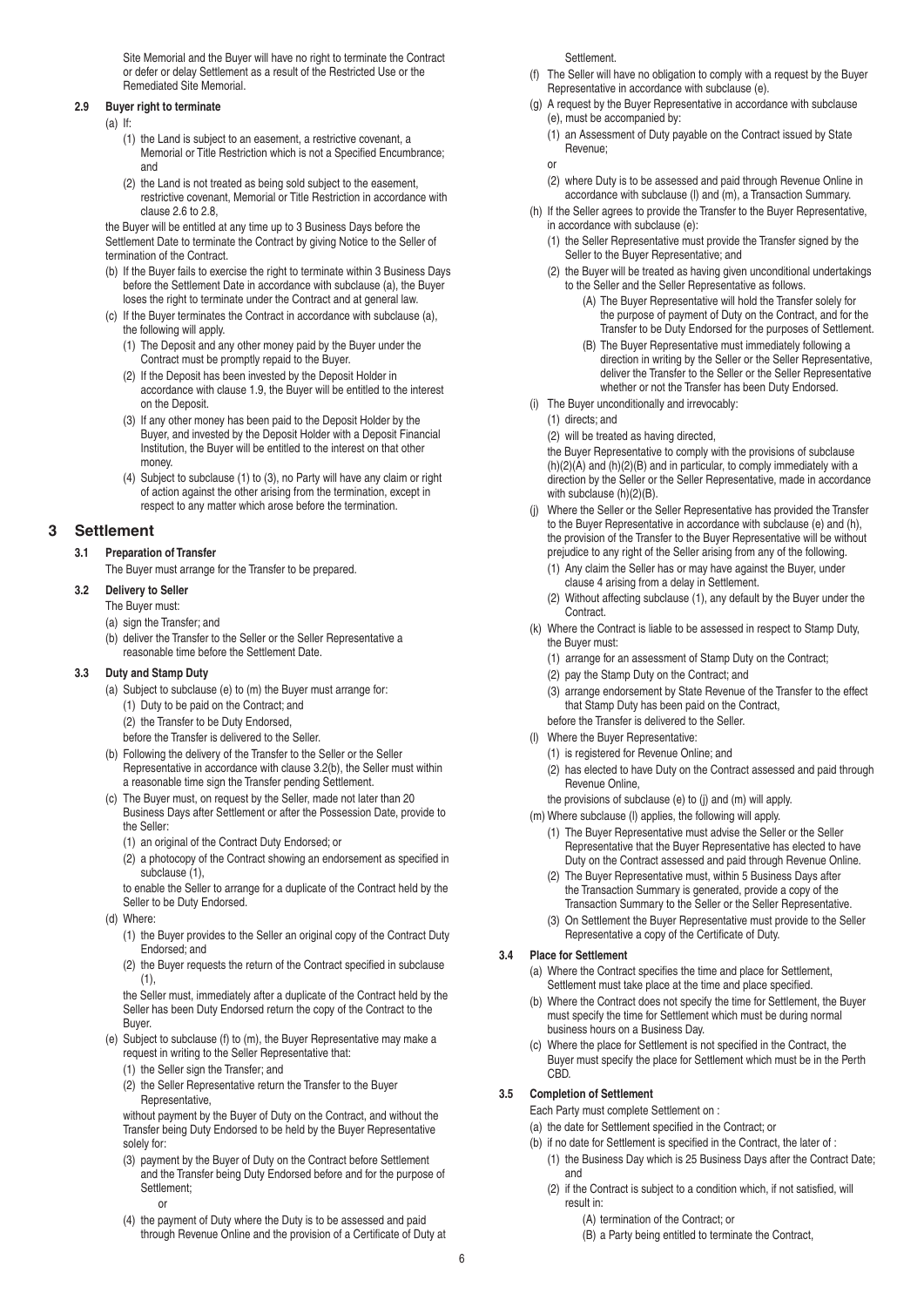Site Memorial and the Buyer will have no right to terminate the Contract or defer or delay Settlement as a result of the Restricted Use or the Remediated Site Memorial.

**2.9 Buyer right to terminate**

(a) If:

(1) the Land is subject to an easement, a restrictive covenant, a Memorial or Title Restriction which is not a Specified Encumbrance; and

(2) the Land is not treated as being sold subject to the easement, restrictive covenant, Memorial or Title Restriction in accordance with clause 2.6 to 2.8,

the Buyer will be entitled at any time up to 3 Business Days before the Settlement Date to terminate the Contract by giving Notice to the Seller of termination of the Contract.

(b) If the Buyer fails to exercise the right to terminate within 3 Business Days before the Settlement Date in accordance with subclause (a), the Buyer loses the right to terminate under the Contract and at general law.

(c) If the Buyer terminates the Contract in accordance with subclause (a), the following will apply.

(1) The Deposit and any other money paid by the Buyer under the Contract must be promptly repaid to the Buyer.

(2) If the Deposit has been invested by the Deposit Holder in accordance with clause 1.9, the Buyer will be entitled to the interest on the Deposit.

(3) If any other money has been paid to the Deposit Holder by the Buyer, and invested by the Deposit Holder with a Deposit Financial Institution, the Buyer will be entitled to the interest on that other money.

(4) Subject to subclause (1) to (3), no Party will have any claim or right of action against the other arising from the termination, except in respect to any matter which arose before the termination.

# 3 Settlement

**3.1 Preparation of Transfer**

The Buyer must arrange for the Transfer to be prepared.

**3.2 Delivery to Seller**

The Buyer must:

(a) sign the Transfer; and

(b) deliver the Transfer to the Seller or the Seller Representative a reasonable time before the Settlement Date.

**3.3 Duty and Stamp Duty**

(a) Subject to subclause (e) to (m) the Buyer must arrange for:

(1) Duty to be paid on the Contract; and

(2) the Transfer to be Duty Endorsed,

before the Transfer is delivered to the Seller.

(b) Following the delivery of the Transfer to the Seller or the Seller Representative in accordance with clause 3.2(b), the Seller must within a reasonable time sign the Transfer pending Settlement.

(c) The Buyer must, on request by the Seller, made not later than 20 Business Days after Settlement or after the Possession Date, provide to the Seller:

(1) an original of the Contract Duty Endorsed; or

(2) a photocopy of the Contract showing an endorsement as specified in subclause (1),

to enable the Seller to arrange for a duplicate of the Contract held by the Seller to be Duty Endorsed.

(d) Where:

(1) the Buyer provides to the Seller an original copy of the Contract Duty Endorsed; and

(2) the Buyer requests the return of the Contract specified in subclause (1),

the Seller must, immediately after a duplicate of the Contract held by the Seller has been Duty Endorsed return the copy of the Contract to the Buyer.

(e) Subject to subclause (f) to (m), the Buyer Representative may make a request in writing to the Seller Representative that:

(1) the Seller sign the Transfer; and

(2) the Seller Representative return the Transfer to the Buyer Representative,

without payment by the Buyer of Duty on the Contract, and without the Transfer being Duty Endorsed to be held by the Buyer Representative solely for:

(3) payment by the Buyer of Duty on the Contract before Settlement and the Transfer being Duty Endorsed before and for the purpose of Settlement;

or

(4) the payment of Duty where the Duty is to be assessed and paid through Revenue Online and the provision of a Certificate of Duty at Settlement.

(f) The Seller will have no obligation to comply with a request by the Buyer Representative in accordance with subclause (e).

(g) A request by the Buyer Representative in accordance with subclause (e), must be accompanied by:

(1) an Assessment of Duty payable on the Contract issued by State Revenue;

or

(2) where Duty is to be assessed and paid through Revenue Online in accordance with subclause (l) and (m), a Transaction Summary.

(h) If the Seller agrees to provide the Transfer to the Buyer Representative, in accordance with subclause (e):

(1) the Seller Representative must provide the Transfer signed by the Seller to the Buyer Representative; and

(2) the Buyer will be treated as having given unconditional undertakings to the Seller and the Seller Representative as follows.

(A) The Buyer Representative will hold the Transfer solely for the purpose of payment of Duty on the Contract, and for the Transfer to be Duty Endorsed for the purposes of Settlement.

(B) The Buyer Representative must immediately following a direction in writing by the Seller or the Seller Representative, deliver the Transfer to the Seller or the Seller Representative whether or not the Transfer has been Duty Endorsed.

(i) The Buyer unconditionally and irrevocably:

(1) directs; and

(2) will be treated as having directed,

the Buyer Representative to comply with the provisions of subclause (h)(2)(A) and (h)(2)(B) and in particular, to comply immediately with a direction by the Seller or the Seller Representative, made in accordance with subclause (h)(2)(B).

(j) Where the Seller or the Seller Representative has provided the Transfer to the Buyer Representative in accordance with subclause (e) and (h), the provision of the Transfer to the Buyer Representative will be without prejudice to any right of the Seller arising from any of the following.

(1) Any claim the Seller has or may have against the Buyer, under clause 4 arising from a delay in Settlement.

(2) Without affecting subclause (1), any default by the Buyer under the Contract.

(k) Where the Contract is liable to be assessed in respect to Stamp Duty, the Buyer must:

(1) arrange for an assessment of Stamp Duty on the Contract;

(2) pay the Stamp Duty on the Contract; and

(3) arrange endorsement by State Revenue of the Transfer to the effect that Stamp Duty has been paid on the Contract,

before the Transfer is delivered to the Seller.

(l) Where the Buyer Representative:

(1) is registered for Revenue Online; and

(2) has elected to have Duty on the Contract assessed and paid through Revenue Online,

the provisions of subclause (e) to (j) and (m) will apply.

(m) Where subclause (l) applies, the following will apply.

(1) The Buyer Representative must advise the Seller or the Seller Representative that the Buyer Representative has elected to have Duty on the Contract assessed and paid through Revenue Online.

(2) The Buyer Representative must, within 5 Business Days after the Transaction Summary is generated, provide a copy of the Transaction Summary to the Seller or the Seller Representative.

(3) On Settlement the Buyer Representative must provide to the Seller Representative a copy of the Certificate of Duty.

**3.4 Place for Settlement**

(a) Where the Contract specifies the time and place for Settlement, Settlement must take place at the time and place specified.

(b) Where the Contract does not specify the time for Settlement, the Buyer must specify the time for Settlement which must be during normal business hours on a Business Day.

(c) Where the place for Settlement is not specified in the Contract, the Buyer must specify the place for Settlement which must be in the Perth CBD.

**3.5 Completion of Settlement**

Each Party must complete Settlement on :

(a) the date for Settlement specified in the Contract; or

(b) if no date for Settlement is specified in the Contract, the later of :

(1) the Business Day which is 25 Business Days after the Contract Date; and

(2) if the Contract is subject to a condition which, if not satisfied, will result in:

(A) termination of the Contract; or

(B) a Party being entitled to terminate the Contract,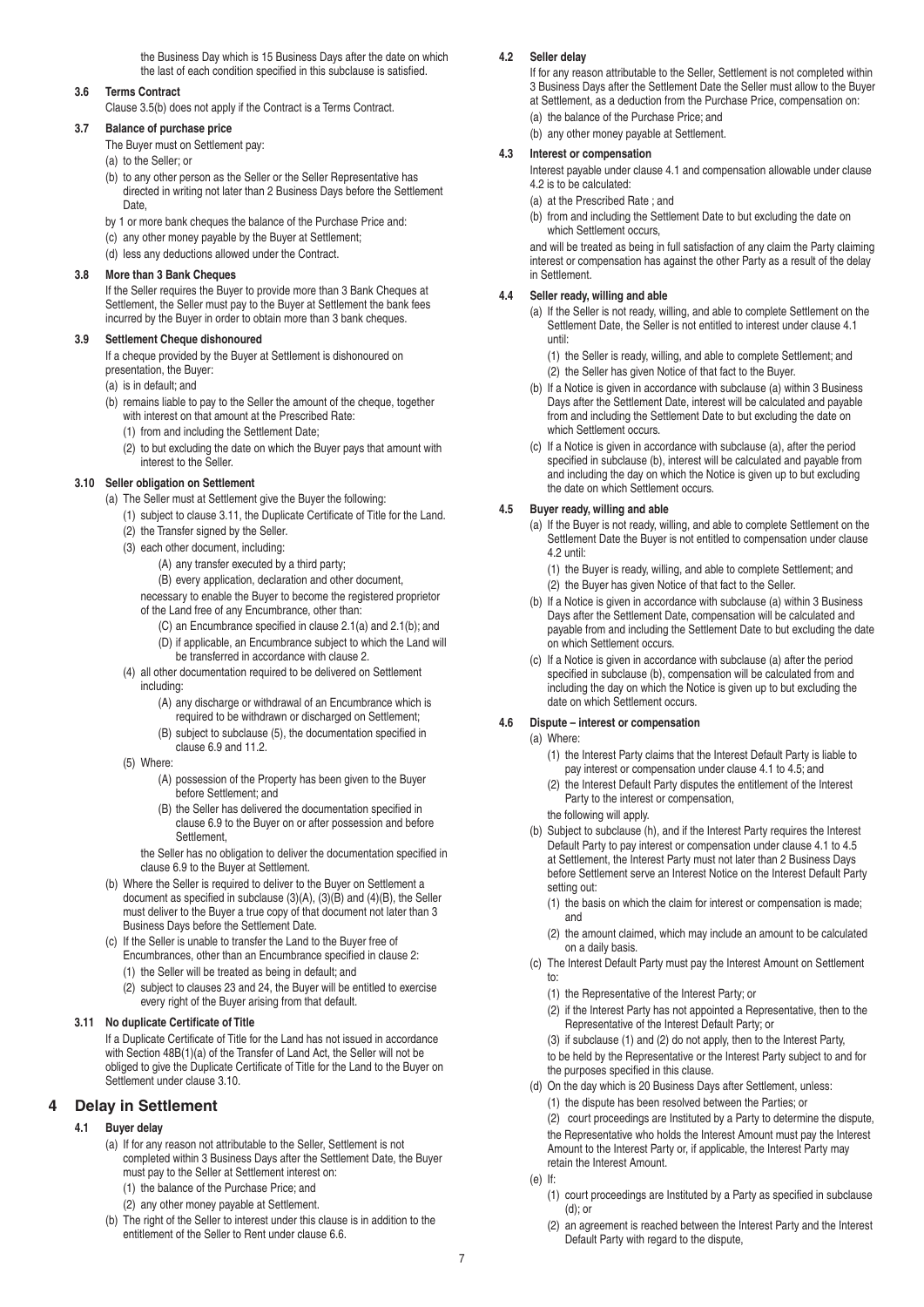the Business Day which is 15 Business Days after the date on which the last of each condition specified in this subclause is satisfied.

### 3.6 Terms Contract

Clause 3.5(b) does not apply if the Contract is a Terms Contract.

### 3.7 Balance of purchase price

The Buyer must on Settlement pay:

(a) to the Seller; or

(b) to any other person as the Seller or the Seller Representative has directed in writing not later than 2 Business Days before the Settlement Date,

by 1 or more bank cheques the balance of the Purchase Price and:

(c) any other money payable by the Buyer at Settlement;

(d) less any deductions allowed under the Contract.

### 3.8 More than 3 Bank Cheques

If the Seller requires the Buyer to provide more than 3 Bank Cheques at Settlement, the Seller must pay to the Buyer at Settlement the bank fees incurred by the Buyer in order to obtain more than 3 bank cheques.

### 3.9 Settlement Cheque dishonoured

If a cheque provided by the Buyer at Settlement is dishonoured on presentation, the Buyer:

(a) is in default; and

(b) remains liable to pay to the Seller the amount of the cheque, together with interest on that amount at the Prescribed Rate:

(1) from and including the Settlement Date;

(2) to but excluding the date on which the Buyer pays that amount with interest to the Seller.

### 3.10 Seller obligation on Settlement

(a) The Seller must at Settlement give the Buyer the following:

(1) subject to clause 3.11, the Duplicate Certificate of Title for the Land.

(2) the Transfer signed by the Seller.

(3) each other document, including:

(A) any transfer executed by a third party;

(B) every application, declaration and other document,

necessary to enable the Buyer to become the registered proprietor of the Land free of any Encumbrance, other than:

(C) an Encumbrance specified in clause 2.1(a) and 2.1(b); and

(D) if applicable, an Encumbrance subject to which the Land will be transferred in accordance with clause 2.

(4) all other documentation required to be delivered on Settlement including:

(A) any discharge or withdrawal of an Encumbrance which is required to be withdrawn or discharged on Settlement;

(B) subject to subclause (5), the documentation specified in clause 6.9 and 11.2.

(5) Where:

(A) possession of the Property has been given to the Buyer before Settlement; and

(B) the Seller has delivered the documentation specified in clause 6.9 to the Buyer on or after possession and before Settlement,

the Seller has no obligation to deliver the documentation specified in clause 6.9 to the Buyer at Settlement.

(b) Where the Seller is required to deliver to the Buyer on Settlement a document as specified in subclause (3)(A), (3)(B) and (4)(B), the Seller must deliver to the Buyer a true copy of that document not later than 3 Business Days before the Settlement Date.

(c) If the Seller is unable to transfer the Land to the Buyer free of Encumbrances, other than an Encumbrance specified in clause 2:

(1) the Seller will be treated as being in default; and

(2) subject to clauses 23 and 24, the Buyer will be entitled to exercise every right of the Buyer arising from that default.

### 3.11 No duplicate Certificate of Title

If a Duplicate Certificate of Title for the Land has not issued in accordance with Section 48B(1)(a) of the Transfer of Land Act, the Seller will not be obliged to give the Duplicate Certificate of Title for the Land to the Buyer on Settlement under clause 3.10.

## 4 Delay in Settlement

### 4.1 Buyer delay

(a) If for any reason not attributable to the Seller, Settlement is not completed within 3 Business Days after the Settlement Date, the Buyer must pay to the Seller at Settlement interest on:

(1) the balance of the Purchase Price; and

(2) any other money payable at Settlement.

(b) The right of the Seller to interest under this clause is in addition to the entitlement of the Seller to Rent under clause 6.6.

### 4.2 Seller delay

If for any reason attributable to the Seller, Settlement is not completed within 3 Business Days after the Settlement Date the Seller must allow to the Buyer at Settlement, as a deduction from the Purchase Price, compensation on:

(a) the balance of the Purchase Price; and

(b) any other money payable at Settlement.

### 4.3 Interest or compensation

Interest payable under clause 4.1 and compensation allowable under clause 4.2 is to be calculated:

(a) at the Prescribed Rate ; and

(b) from and including the Settlement Date to but excluding the date on which Settlement occurs,

and will be treated as being in full satisfaction of any claim the Party claiming interest or compensation has against the other Party as a result of the delay in Settlement.

### 4.4 Seller ready, willing and able

(a) If the Seller is not ready, willing, and able to complete Settlement on the Settlement Date, the Seller is not entitled to interest under clause 4.1 until:

(1) the Seller is ready, willing, and able to complete Settlement; and

(2) the Seller has given Notice of that fact to the Buyer.

(b) If a Notice is given in accordance with subclause (a) within 3 Business Days after the Settlement Date, interest will be calculated and payable from and including the Settlement Date to but excluding the date on which Settlement occurs.

(c) If a Notice is given in accordance with subclause (a), after the period specified in subclause (b), interest will be calculated and payable from and including the day on which the Notice is given up to but excluding the date on which Settlement occurs.

### 4.5 Buyer ready, willing and able

(a) If the Buyer is not ready, willing, and able to complete Settlement on the Settlement Date the Buyer is not entitled to compensation under clause 4.2 until:

(1) the Buyer is ready, willing, and able to complete Settlement; and

(2) the Buyer has given Notice of that fact to the Seller.

(b) If a Notice is given in accordance with subclause (a) within 3 Business Days after the Settlement Date, compensation will be calculated and payable from and including the Settlement Date to but excluding the date on which Settlement occurs.

(c) If a Notice is given in accordance with subclause (a) after the period specified in subclause (b), compensation will be calculated from and including the day on which the Notice is given up to but excluding the date on which Settlement occurs.

### 4.6 Dispute – interest or compensation

(a) Where:

(1) the Interest Party claims that the Interest Default Party is liable to pay interest or compensation under clause 4.1 to 4.5; and

(2) the Interest Default Party disputes the entitlement of the Interest Party to the interest or compensation,

the following will apply.

(b) Subject to subclause (h), and if the Interest Party requires the Interest Default Party to pay interest or compensation under clause 4.1 to 4.5 at Settlement, the Interest Party must not later than 2 Business Days before Settlement serve an Interest Notice on the Interest Default Party setting out:

(1) the basis on which the claim for interest or compensation is made; and

(2) the amount claimed, which may include an amount to be calculated on a daily basis.

(c) The Interest Default Party must pay the Interest Amount on Settlement to:

(1) the Representative of the Interest Party; or

(2) if the Interest Party has not appointed a Representative, then to the Representative of the Interest Default Party; or

(3) if subclause (1) and (2) do not apply, then to the Interest Party,

to be held by the Representative or the Interest Party subject to and for the purposes specified in this clause.

(d) On the day which is 20 Business Days after Settlement, unless:

(1) the dispute has been resolved between the Parties; or

(2) court proceedings are Instituted by a Party to determine the dispute,

the Representative who holds the Interest Amount must pay the Interest Amount to the Interest Party or, if applicable, the Interest Party may retain the Interest Amount.

(e) If:

(1) court proceedings are Instituted by a Party as specified in subclause (d); or

(2) an agreement is reached between the Interest Party and the Interest Default Party with regard to the dispute,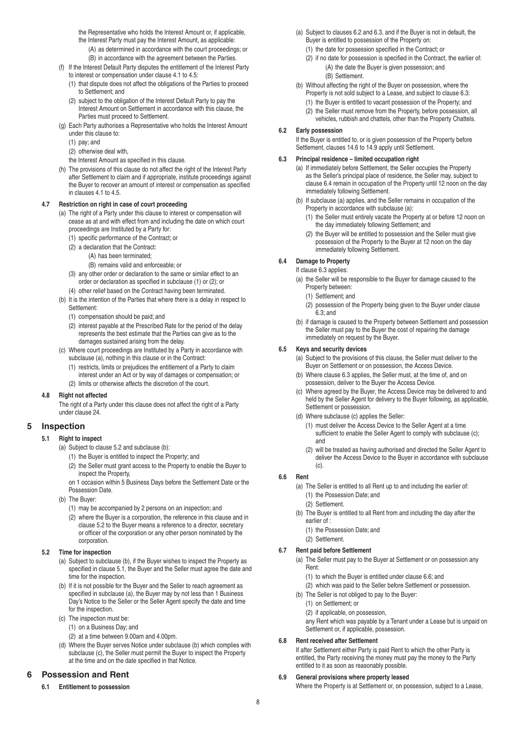the Representative who holds the Interest Amount or, if applicable, the Interest Party must pay the Interest Amount, as applicable:

(A) as determined in accordance with the court proceedings; or

(B) in accordance with the agreement between the Parties.

(f) If the Interest Default Party disputes the entitlement of the Interest Party to interest or compensation under clause 4.1 to 4.5:

(1) that dispute does not affect the obligations of the Parties to proceed to Settlement; and

(2) subject to the obligation of the Interest Default Party to pay the Interest Amount on Settlement in accordance with this clause, the Parties must proceed to Settlement.

(g) Each Party authorises a Representative who holds the Interest Amount under this clause to:

(1) pay; and

(2) otherwise deal with,

the Interest Amount as specified in this clause.

(h) The provisions of this clause do not affect the right of the Interest Party after Settlement to claim and if appropriate, institute proceedings against the Buyer to recover an amount of interest or compensation as specified in clauses 4.1 to 4.5.

**4.7 Restriction on right in case of court proceeding**

(a) The right of a Party under this clause to interest or compensation will cease as at and with effect from and including the date on which court proceedings are Instituted by a Party for:

(1) specific performance of the Contract; or

(2) a declaration that the Contract:

(A) has been terminated;

(B) remains valid and enforceable; or

(3) any other order or declaration to the same or similar effect to an order or declaration as specified in subclause (1) or (2); or

(4) other relief based on the Contract having been terminated.

(b) It is the intention of the Parties that where there is a delay in respect to Settlement:

(1) compensation should be paid; and

(2) interest payable at the Prescribed Rate for the period of the delay represents the best estimate that the Parties can give as to the damages sustained arising from the delay.

(c) Where court proceedings are Instituted by a Party in accordance with subclause (a), nothing in this clause or in the Contract:

(1) restricts, limits or prejudices the entitlement of a Party to claim interest under an Act or by way of damages or compensation; or

(2) limits or otherwise affects the discretion of the court.

**4.8 Right not affected**

The right of a Party under this clause does not affect the right of a Party under clause 24.

## 5 Inspection

**5.1 Right to inspect**

(a) Subject to clause 5.2 and subclause (b):

(1) the Buyer is entitled to inspect the Property; and

(2) the Seller must grant access to the Property to enable the Buyer to inspect the Property,

on 1 occasion within 5 Business Days before the Settlement Date or the Possession Date.

(b) The Buyer:

(1) may be accompanied by 2 persons on an inspection; and

(2) where the Buyer is a corporation, the reference in this clause and in clause 5.2 to the Buyer means a reference to a director, secretary or officer of the corporation or any other person nominated by the corporation.

**5.2 Time for inspection**

(a) Subject to subclause (b), if the Buyer wishes to inspect the Property as specified in clause 5.1, the Buyer and the Seller must agree the date and time for the inspection.

(b) If it is not possible for the Buyer and the Seller to reach agreement as specified in subclause (a), the Buyer may by not less than 1 Business Day's Notice to the Seller or the Seller Agent specify the date and time for the inspection.

(c) The inspection must be:

(1) on a Business Day; and

(2) at a time between 9.00am and 4.00pm.

(d) Where the Buyer serves Notice under subclause (b) which complies with subclause (c), the Seller must permit the Buyer to inspect the Property at the time and on the date specified in that Notice.

## 6 Possession and Rent

**6.1 Entitlement to possession**

(a) Subject to clauses 6.2 and 6.3, and if the Buyer is not in default, the Buyer is entitled to possession of the Property on:

(1) the date for possession specified in the Contract; or

(2) if no date for possession is specified in the Contract, the earlier of:

(A) the date the Buyer is given possession; and

(B) Settlement.

(b) Without affecting the right of the Buyer on possession, where the Property is not sold subject to a Lease, and subject to clause 6.3:

(1) the Buyer is entitled to vacant possession of the Property; and

(2) the Seller must remove from the Property, before possession, all vehicles, rubbish and chattels, other than the Property Chattels.

**6.2 Early possession**

If the Buyer is entitled to, or is given possession of the Property before Settlement, clauses 14.6 to 14.9 apply until Settlement.

**6.3 Principal residence – limited occupation right**

(a) If immediately before Settlement, the Seller occupies the Property as the Seller's principal place of residence, the Seller may, subject to clause 6.4 remain in occupation of the Property until 12 noon on the day immediately following Settlement.

(b) If subclause (a) applies, and the Seller remains in occupation of the Property in accordance with subclause (a):

(1) the Seller must entirely vacate the Property at or before 12 noon on the day immediately following Settlement; and

(2) the Buyer will be entitled to possession and the Seller must give possession of the Property to the Buyer at 12 noon on the day immediately following Settlement.

**6.4 Damage to Property**

If clause 6.3 applies:

(a) the Seller will be responsible to the Buyer for damage caused to the Property between:

(1) Settlement; and

(2) possession of the Property being given to the Buyer under clause 6.3; and

(b) if damage is caused to the Property between Settlement and possession the Seller must pay to the Buyer the cost of repairing the damage immediately on request by the Buyer.

**6.5 Keys and security devices**

(a) Subject to the provisions of this clause, the Seller must deliver to the Buyer on Settlement or on possession, the Access Device.

(b) Where clause 6.3 applies, the Seller must, at the time of, and on possession, deliver to the Buyer the Access Device.

(c) Where agreed by the Buyer, the Access Device may be delivered to and held by the Seller Agent for delivery to the Buyer following, as applicable, Settlement or possession.

(d) Where subclause (c) applies the Seller:

(1) must deliver the Access Device to the Seller Agent at a time sufficient to enable the Seller Agent to comply with subclause (c); and

(2) will be treated as having authorised and directed the Seller Agent to deliver the Access Device to the Buyer in accordance with subclause (c).

**6.6 Rent**

(a) The Seller is entitled to all Rent up to and including the earlier of:

(1) the Possession Date; and

(2) Settlement.

(b) The Buyer is entitled to all Rent from and including the day after the earlier of :

(1) the Possession Date; and

(2) Settlement.

**6.7 Rent paid before Settlement**

(a) The Seller must pay to the Buyer at Settlement or on possession any Rent:

(1) to which the Buyer is entitled under clause 6.6; and

(2) which was paid to the Seller before Settlement or possession.

(b) The Seller is not obliged to pay to the Buyer:

(1) on Settlement; or

(2) if applicable, on possession,

any Rent which was payable by a Tenant under a Lease but is unpaid on Settlement or, if applicable, possession.

**6.8 Rent received after Settlement**

If after Settlement either Party is paid Rent to which the other Party is entitled, the Party receiving the money must pay the money to the Party entitled to it as soon as reasonably possible.

**6.9 General provisions where property leased**

Where the Property is at Settlement or, on possession, subject to a Lease,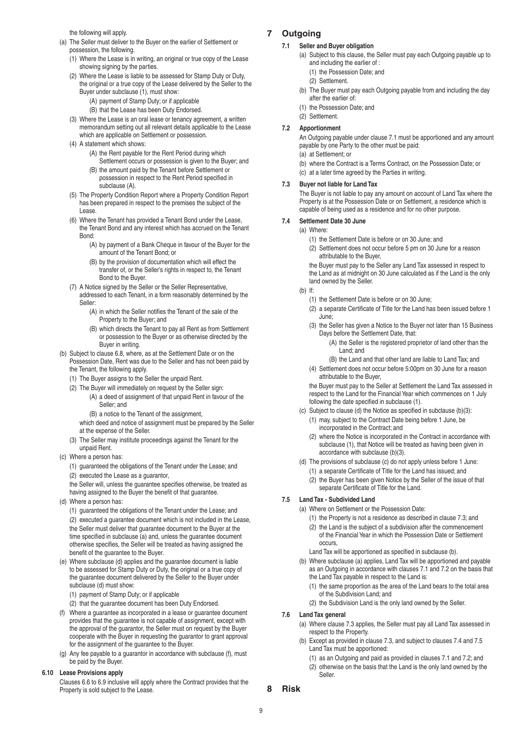the following will apply.

(a) The Seller must deliver to the Buyer on the earlier of Settlement or possession, the following.

(1) Where the Lease is in writing, an original or true copy of the Lease showing signing by the parties.

(2) Where the Lease is liable to be assessed for Stamp Duty or Duty, the original or a true copy of the Lease delivered by the Seller to the Buyer under subclause (1), must show:

(A) payment of Stamp Duty; or if applicable

(B) that the Lease has been Duty Endorsed.

(3) Where the Lease is an oral lease or tenancy agreement, a written memorandum setting out all relevant details applicable to the Lease which are applicable on Settlement or possession.

(4) A statement which shows:

(A) the Rent payable for the Rent Period during which Settlement occurs or possession is given to the Buyer; and

(B) the amount paid by the Tenant before Settlement or possession in respect to the Rent Period specified in subclause (A).

(5) The Property Condition Report where a Property Condition Report has been prepared in respect to the premises the subject of the Lease.

(6) Where the Tenant has provided a Tenant Bond under the Lease, the Tenant Bond and any interest which has accrued on the Tenant Bond:

(A) by payment of a Bank Cheque in favour of the Buyer for the amount of the Tenant Bond; or

(B) by the provision of documentation which will effect the transfer of, or the Seller's rights in respect to, the Tenant Bond to the Buyer.

(7) A Notice signed by the Seller or the Seller Representative, addressed to each Tenant, in a form reasonably determined by the Seller:

(A) in which the Seller notifies the Tenant of the sale of the Property to the Buyer; and

(B) which directs the Tenant to pay all Rent as from Settlement or possession to the Buyer or as otherwise directed by the Buyer in writing.

(b) Subject to clause 6.8, where, as at the Settlement Date or on the Possession Date, Rent was due to the Seller and has not been paid by the Tenant, the following apply.

(1) The Buyer assigns to the Seller the unpaid Rent.

(2) The Buyer will immediately on request by the Seller sign:

(A) a deed of assignment of that unpaid Rent in favour of the Seller; and

(B) a notice to the Tenant of the assignment,

which deed and notice of assignment must be prepared by the Seller at the expense of the Seller.

(3) The Seller may institute proceedings against the Tenant for the unpaid Rent.

(c) Where a person has:

(1) guaranteed the obligations of the Tenant under the Lease; and

(2) executed the Lease as a guarantor,

the Seller will, unless the guarantee specifies otherwise, be treated as having assigned to the Buyer the benefit of that guarantee.

(d) Where a person has:

(1) guaranteed the obligations of the Tenant under the Lease; and

(2) executed a guarantee document which is not included in the Lease,

the Seller must deliver that guarantee document to the Buyer at the time specified in subclause (a) and, unless the guarantee document otherwise specifies, the Seller will be treated as having assigned the benefit of the guarantee to the Buyer.

(e) Where subclause (d) applies and the guarantee document is liable to be assessed for Stamp Duty or Duty, the original or a true copy of the guarantee document delivered by the Seller to the Buyer under subclause (d) must show:

(1) payment of Stamp Duty; or if applicable

(2) that the guarantee document has been Duty Endorsed.

(f) Where a guarantee as incorporated in a lease or guarantee document provides that the guarantee is not capable of assignment, except with the approval of the guarantor, the Seller must on request by the Buyer cooperate with the Buyer in requesting the guarantor to grant approval for the assignment of the guarantee to the Buyer.

(g) Any fee payable to a guarantor in accordance with subclause (f), must be paid by the Buyer.

**6.10 Lease Provisions apply**

Clauses 6.6 to 6.9 inclusive will apply where the Contract provides that the Property is sold subject to the Lease.

# 7 Outgoing

**7.1 Seller and Buyer obligation**

(a) Subject to this clause, the Seller must pay each Outgoing payable up to and including the earlier of :

(1) the Possession Date; and

(2) Settlement.

(b) The Buyer must pay each Outgoing payable from and including the day after the earlier of:

(1) the Possession Date; and

(2) Settlement.

**7.2 Apportionment**

An Outgoing payable under clause 7.1 must be apportioned and any amount payable by one Party to the other must be paid:

(a) at Settlement; or

(b) where the Contract is a Terms Contract, on the Possession Date; or

(c) at a later time agreed by the Parties in writing.

**7.3 Buyer not liable for Land Tax**

The Buyer is not liable to pay any amount on account of Land Tax where the Property is at the Possession Date or on Settlement, a residence which is capable of being used as a residence and for no other purpose.

**7.4 Settlement Date 30 June**

(a) Where:

(1) the Settlement Date is before or on 30 June; and

(2) Settlement does not occur before 5 pm on 30 June for a reason attributable to the Buyer,

the Buyer must pay to the Seller any Land Tax assessed in respect to the Land as at midnight on 30 June calculated as if the Land is the only land owned by the Seller.

(b) If:

(1) the Settlement Date is before or on 30 June;

(2) a separate Certificate of Title for the Land has been issued before 1 June;

(3) the Seller has given a Notice to the Buyer not later than 15 Business Days before the Settlement Date, that:

(A) the Seller is the registered proprietor of land other than the Land; and

(B) the Land and that other land are liable to Land Tax; and

(4) Settlement does not occur before 5:00pm on 30 June for a reason attributable to the Buyer,

the Buyer must pay to the Seller at Settlement the Land Tax assessed in respect to the Land for the Financial Year which commences on 1 July following the date specified in subclause (1).

(c) Subject to clause (d) the Notice as specified in subclause (b)(3):

(1) may, subject to the Contract Date being before 1 June, be incorporated in the Contract; and

(2) where the Notice is incorporated in the Contract in accordance with subclause (1), that Notice will be treated as having been given in accordance with subclause (b)(3).

(d) The provisions of subclause (c) do not apply unless before 1 June:

(1) a separate Certificate of Title for the Land has issued; and

(2) the Buyer has been given Notice by the Seller of the issue of that separate Certificate of Title for the Land.

**7.5 Land Tax - Subdivided Land**

(a) Where on Settlement or the Possession Date:

(1) the Property is not a residence as described in clause 7.3; and

(2) the Land is the subject of a subdivision after the commencement of the Financial Year in which the Possession Date or Settlement occurs,

Land Tax will be apportioned as specified in subclause (b).

(b) Where subclause (a) applies, Land Tax will be apportioned and payable as an Outgoing in accordance with clauses 7.1 and 7.2 on the basis that the Land Tax payable in respect to the Land is:

(1) the same proportion as the area of the Land bears to the total area of the Subdivision Land; and

(2) the Subdivision Land is the only land owned by the Seller.

**7.6 Land Tax general**

(a) Where clause 7.3 applies, the Seller must pay all Land Tax assessed in respect to the Property.

(b) Except as provided in clause 7.3, and subject to clauses 7.4 and 7.5 Land Tax must be apportioned:

(1) as an Outgoing and paid as provided in clauses 7.1 and 7.2; and

(2) otherwise on the basis that the Land is the only land owned by the Seller.

# 8 Risk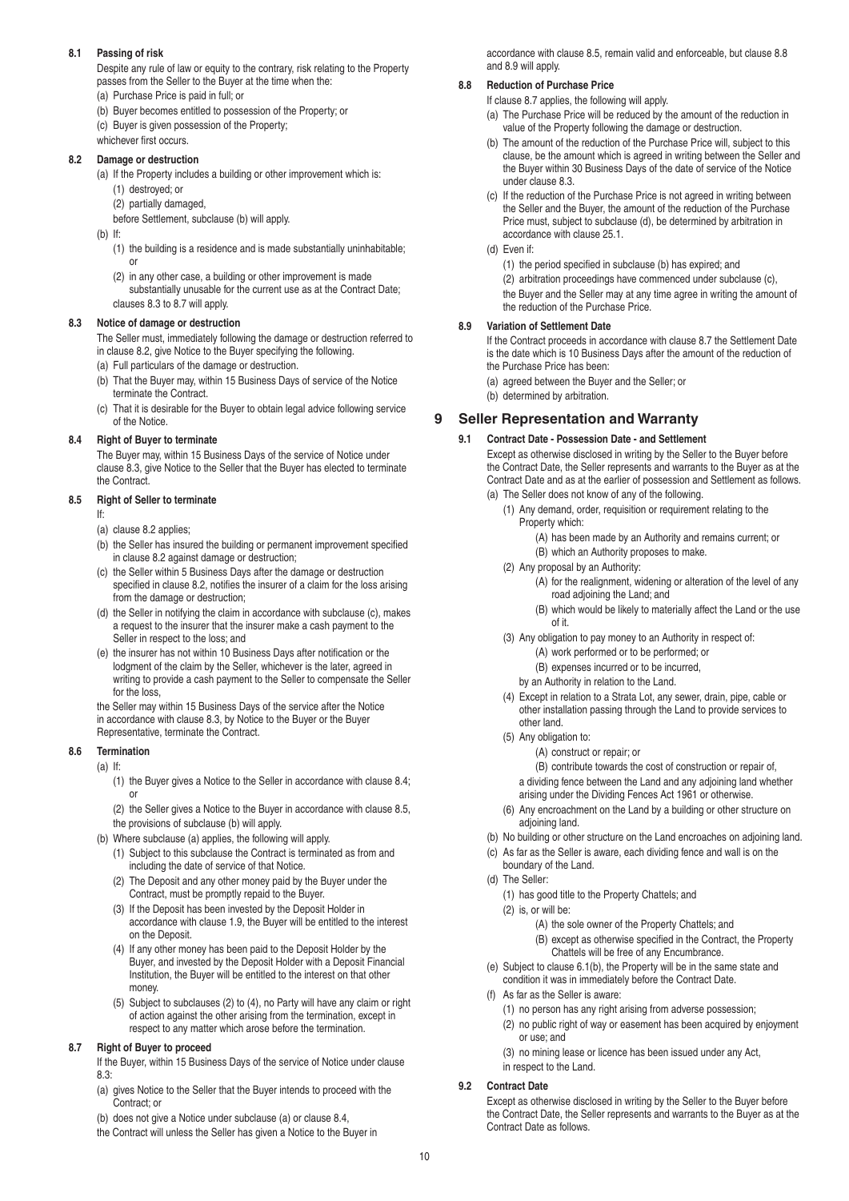**8.1 Passing of risk**

Despite any rule of law or equity to the contrary, risk relating to the Property passes from the Seller to the Buyer at the time when the:

(a) Purchase Price is paid in full; or

(b) Buyer becomes entitled to possession of the Property; or

(c) Buyer is given possession of the Property;

whichever first occurs.

**8.2 Damage or destruction**

(a) If the Property includes a building or other improvement which is:

(1) destroyed; or

(2) partially damaged,

before Settlement, subclause (b) will apply.

(b) If:

(1) the building is a residence and is made substantially uninhabitable; or

(2) in any other case, a building or other improvement is made substantially unusable for the current use as at the Contract Date;

clauses 8.3 to 8.7 will apply.

**8.3 Notice of damage or destruction**

The Seller must, immediately following the damage or destruction referred to in clause 8.2, give Notice to the Buyer specifying the following.

(a) Full particulars of the damage or destruction.

(b) That the Buyer may, within 15 Business Days of service of the Notice terminate the Contract.

(c) That it is desirable for the Buyer to obtain legal advice following service of the Notice.

**8.4 Right of Buyer to terminate**

The Buyer may, within 15 Business Days of the service of Notice under clause 8.3, give Notice to the Seller that the Buyer has elected to terminate the Contract.

**8.5 Right of Seller to terminate**

If:

(a) clause 8.2 applies;

(b) the Seller has insured the building or permanent improvement specified in clause 8.2 against damage or destruction;

(c) the Seller within 5 Business Days after the damage or destruction specified in clause 8.2, notifies the insurer of a claim for the loss arising from the damage or destruction;

(d) the Seller in notifying the claim in accordance with subclause (c), makes a request to the insurer that the insurer make a cash payment to the Seller in respect to the loss; and

(e) the insurer has not within 10 Business Days after notification or the lodgment of the claim by the Seller, whichever is the later, agreed in writing to provide a cash payment to the Seller to compensate the Seller for the loss,

the Seller may within 15 Business Days of the service after the Notice in accordance with clause 8.3, by Notice to the Buyer or the Buyer Representative, terminate the Contract.

**8.6 Termination**

(a) If:

(1) the Buyer gives a Notice to the Seller in accordance with clause 8.4; or

(2) the Seller gives a Notice to the Buyer in accordance with clause 8.5,

the provisions of subclause (b) will apply.

(b) Where subclause (a) applies, the following will apply.

(1) Subject to this subclause the Contract is terminated as from and including the date of service of that Notice.

(2) The Deposit and any other money paid by the Buyer under the Contract, must be promptly repaid to the Buyer.

(3) If the Deposit has been invested by the Deposit Holder in accordance with clause 1.9, the Buyer will be entitled to the interest on the Deposit.

(4) If any other money has been paid to the Deposit Holder by the Buyer, and invested by the Deposit Holder with a Deposit Financial Institution, the Buyer will be entitled to the interest on that other money.

(5) Subject to subclauses (2) to (4), no Party will have any claim or right of action against the other arising from the termination, except in respect to any matter which arose before the termination.

**8.7 Right of Buyer to proceed**

If the Buyer, within 15 Business Days of the service of Notice under clause 8.3:

(a) gives Notice to the Seller that the Buyer intends to proceed with the Contract; or

(b) does not give a Notice under subclause (a) or clause 8.4,

the Contract will unless the Seller has given a Notice to the Buyer in accordance with clause 8.5, remain valid and enforceable, but clause 8.8 and 8.9 will apply.

**8.8 Reduction of Purchase Price**

If clause 8.7 applies, the following will apply.

(a) The Purchase Price will be reduced by the amount of the reduction in value of the Property following the damage or destruction.

(b) The amount of the reduction of the Purchase Price will, subject to this clause, be the amount which is agreed in writing between the Seller and the Buyer within 30 Business Days of the date of service of the Notice under clause 8.3.

(c) If the reduction of the Purchase Price is not agreed in writing between the Seller and the Buyer, the amount of the reduction of the Purchase Price must, subject to subclause (d), be determined by arbitration in accordance with clause 25.1.

(d) Even if:

(1) the period specified in subclause (b) has expired; and

(2) arbitration proceedings have commenced under subclause (c),

the Buyer and the Seller may at any time agree in writing the amount of the reduction of the Purchase Price.

**8.9 Variation of Settlement Date**

If the Contract proceeds in accordance with clause 8.7 the Settlement Date is the date which is 10 Business Days after the amount of the reduction of the Purchase Price has been:

(a) agreed between the Buyer and the Seller; or

(b) determined by arbitration.

## 9 Seller Representation and Warranty

**9.1 Contract Date - Possession Date - and Settlement**

Except as otherwise disclosed in writing by the Seller to the Buyer before the Contract Date, the Seller represents and warrants to the Buyer as at the Contract Date and as at the earlier of possession and Settlement as follows.

(a) The Seller does not know of any of the following.

(1) Any demand, order, requisition or requirement relating to the Property which:

(A) has been made by an Authority and remains current; or

(B) which an Authority proposes to make.

(2) Any proposal by an Authority:

(A) for the realignment, widening or alteration of the level of any road adjoining the Land; and

(B) which would be likely to materially affect the Land or the use of it.

(3) Any obligation to pay money to an Authority in respect of:

(A) work performed or to be performed; or

(B) expenses incurred or to be incurred,

by an Authority in relation to the Land.

(4) Except in relation to a Strata Lot, any sewer, drain, pipe, cable or other installation passing through the Land to provide services to other land.

(5) Any obligation to:

(A) construct or repair; or

(B) contribute towards the cost of construction or repair of,

a dividing fence between the Land and any adjoining land whether arising under the Dividing Fences Act 1961 or otherwise.

(6) Any encroachment on the Land by a building or other structure on adjoining land.

(b) No building or other structure on the Land encroaches on adjoining land.

(c) As far as the Seller is aware, each dividing fence and wall is on the boundary of the Land.

(d) The Seller:

(1) has good title to the Property Chattels; and

(2) is, or will be:

(A) the sole owner of the Property Chattels; and

(B) except as otherwise specified in the Contract, the Property Chattels will be free of any Encumbrance.

(e) Subject to clause 6.1(b), the Property will be in the same state and condition it was in immediately before the Contract Date.

(f) As far as the Seller is aware:

(1) no person has any right arising from adverse possession;

(2) no public right of way or easement has been acquired by enjoyment or use; and

(3) no mining lease or licence has been issued under any Act,

in respect to the Land.

**9.2 Contract Date**

Except as otherwise disclosed in writing by the Seller to the Buyer before the Contract Date, the Seller represents and warrants to the Buyer as at the Contract Date as follows.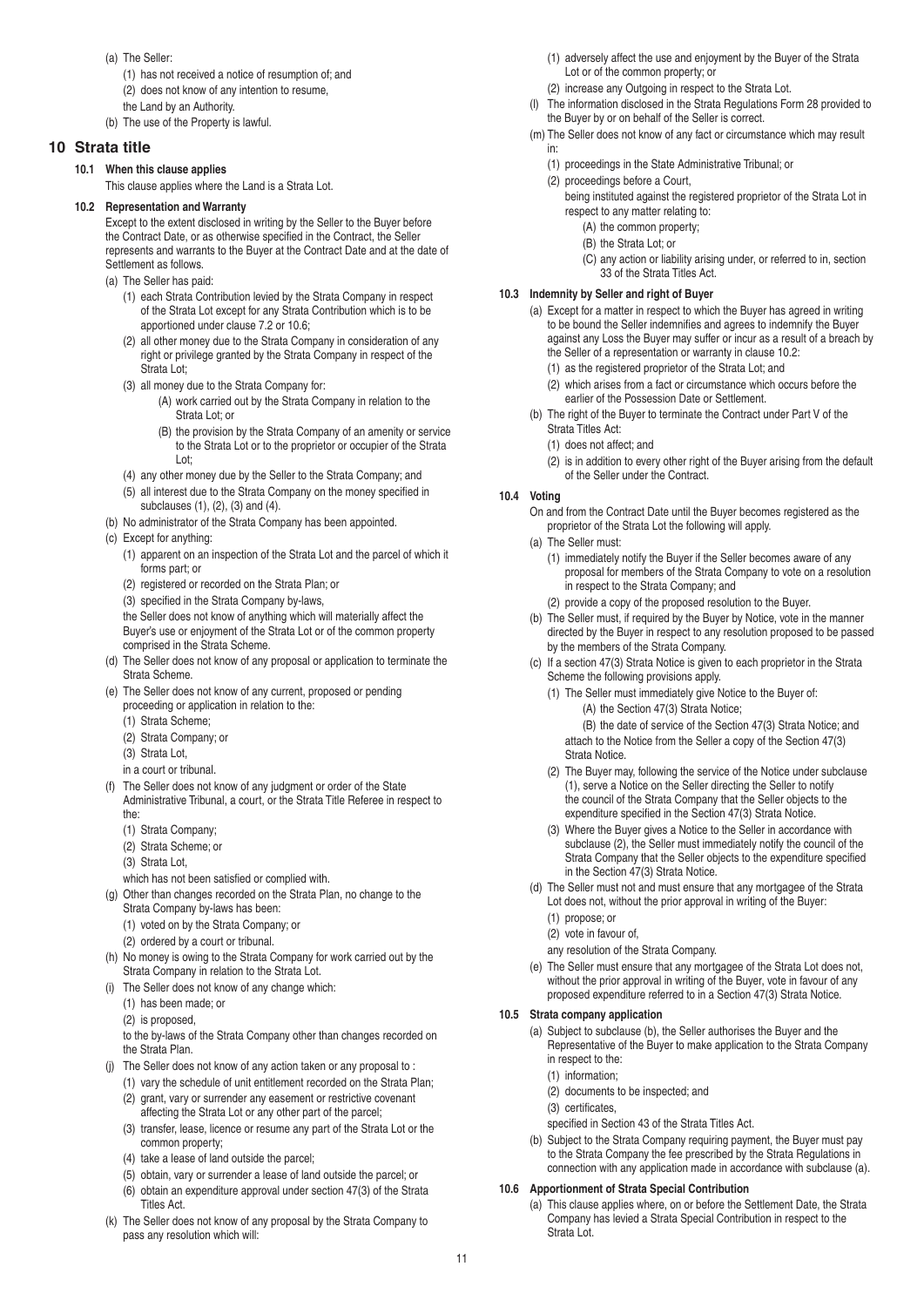(a) The Seller:

(1) has not received a notice of resumption of; and

(2) does not know of any intention to resume,

the Land by an Authority.

(b) The use of the Property is lawful.

## 10 Strata title

### 10.1 When this clause applies

This clause applies where the Land is a Strata Lot.

### 10.2 Representation and Warranty

Except to the extent disclosed in writing by the Seller to the Buyer before the Contract Date, or as otherwise specified in the Contract, the Seller represents and warrants to the Buyer at the Contract Date and at the date of Settlement as follows.

(a) The Seller has paid:

(1) each Strata Contribution levied by the Strata Company in respect of the Strata Lot except for any Strata Contribution which is to be apportioned under clause 7.2 or 10.6;

(2) all other money due to the Strata Company in consideration of any right or privilege granted by the Strata Company in respect of the Strata Lot;

(3) all money due to the Strata Company for:

(A) work carried out by the Strata Company in relation to the Strata Lot; or

(B) the provision by the Strata Company of an amenity or service to the Strata Lot or to the proprietor or occupier of the Strata Lot;

(4) any other money due by the Seller to the Strata Company; and

(5) all interest due to the Strata Company on the money specified in subclauses (1), (2), (3) and (4).

(b) No administrator of the Strata Company has been appointed.

(c) Except for anything:

(1) apparent on an inspection of the Strata Lot and the parcel of which it forms part; or

(2) registered or recorded on the Strata Plan; or

(3) specified in the Strata Company by-laws,

the Seller does not know of anything which will materially affect the Buyer's use or enjoyment of the Strata Lot or of the common property comprised in the Strata Scheme.

(d) The Seller does not know of any proposal or application to terminate the Strata Scheme.

(e) The Seller does not know of any current, proposed or pending proceeding or application in relation to the:

(1) Strata Scheme;

(2) Strata Company; or

(3) Strata Lot,

in a court or tribunal.

(f) The Seller does not know of any judgment or order of the State Administrative Tribunal, a court, or the Strata Title Referee in respect to the:

(1) Strata Company;

(2) Strata Scheme; or

(3) Strata Lot,

which has not been satisfied or complied with.

(g) Other than changes recorded on the Strata Plan, no change to the Strata Company by-laws has been:

(1) voted on by the Strata Company; or

(2) ordered by a court or tribunal.

(h) No money is owing to the Strata Company for work carried out by the Strata Company in relation to the Strata Lot.

(i) The Seller does not know of any change which:

(1) has been made; or

(2) is proposed,

to the by-laws of the Strata Company other than changes recorded on the Strata Plan.

(j) The Seller does not know of any action taken or any proposal to :

(1) vary the schedule of unit entitlement recorded on the Strata Plan;

(2) grant, vary or surrender any easement or restrictive covenant affecting the Strata Lot or any other part of the parcel;

(3) transfer, lease, licence or resume any part of the Strata Lot or the common property;

(4) take a lease of land outside the parcel;

(5) obtain, vary or surrender a lease of land outside the parcel; or

(6) obtain an expenditure approval under section 47(3) of the Strata Titles Act.

(k) The Seller does not know of any proposal by the Strata Company to pass any resolution which will:

(1) adversely affect the use and enjoyment by the Buyer of the Strata Lot or of the common property; or

(2) increase any Outgoing in respect to the Strata Lot.

(l) The information disclosed in the Strata Regulations Form 28 provided to the Buyer by or on behalf of the Seller is correct.

(m) The Seller does not know of any fact or circumstance which may result in:

(1) proceedings in the State Administrative Tribunal; or

(2) proceedings before a Court,

being instituted against the registered proprietor of the Strata Lot in respect to any matter relating to:

(A) the common property;

(B) the Strata Lot; or

(C) any action or liability arising under, or referred to in, section 33 of the Strata Titles Act.

### 10.3 Indemnity by Seller and right of Buyer

(a) Except for a matter in respect to which the Buyer has agreed in writing to be bound the Seller indemnifies and agrees to indemnify the Buyer against any Loss the Buyer may suffer or incur as a result of a breach by the Seller of a representation or warranty in clause 10.2:

(1) as the registered proprietor of the Strata Lot; and

(2) which arises from a fact or circumstance which occurs before the earlier of the Possession Date or Settlement.

(b) The right of the Buyer to terminate the Contract under Part V of the Strata Titles Act:

(1) does not affect; and

(2) is in addition to every other right of the Buyer arising from the default of the Seller under the Contract.

### 10.4 Voting

On and from the Contract Date until the Buyer becomes registered as the proprietor of the Strata Lot the following will apply.

(a) The Seller must:

(1) immediately notify the Buyer if the Seller becomes aware of any proposal for members of the Strata Company to vote on a resolution in respect to the Strata Company; and

(2) provide a copy of the proposed resolution to the Buyer.

(b) The Seller must, if required by the Buyer by Notice, vote in the manner directed by the Buyer in respect to any resolution proposed to be passed by the members of the Strata Company.

(c) If a section 47(3) Strata Notice is given to each proprietor in the Strata Scheme the following provisions apply.

(1) The Seller must immediately give Notice to the Buyer of:

(A) the Section 47(3) Strata Notice;

(B) the date of service of the Section 47(3) Strata Notice; and

attach to the Notice from the Seller a copy of the Section 47(3) Strata Notice.

(2) The Buyer may, following the service of the Notice under subclause (1), serve a Notice on the Seller directing the Seller to notify the council of the Strata Company that the Seller objects to the expenditure specified in the Section 47(3) Strata Notice.

(3) Where the Buyer gives a Notice to the Seller in accordance with subclause (2), the Seller must immediately notify the council of the Strata Company that the Seller objects to the expenditure specified in the Section 47(3) Strata Notice.

(d) The Seller must not and must ensure that any mortgagee of the Strata Lot does not, without the prior approval in writing of the Buyer:

(1) propose; or

(2) vote in favour of,

any resolution of the Strata Company.

(e) The Seller must ensure that any mortgagee of the Strata Lot does not, without the prior approval in writing of the Buyer, vote in favour of any proposed expenditure referred to in a Section 47(3) Strata Notice.

### 10.5 Strata company application

(a) Subject to subclause (b), the Seller authorises the Buyer and the Representative of the Buyer to make application to the Strata Company in respect to the:

(1) information;

(2) documents to be inspected; and

(3) certificates,

specified in Section 43 of the Strata Titles Act.

(b) Subject to the Strata Company requiring payment, the Buyer must pay to the Strata Company the fee prescribed by the Strata Regulations in connection with any application made in accordance with subclause (a).

### 10.6 Apportionment of Strata Special Contribution

(a) This clause applies where, on or before the Settlement Date, the Strata Company has levied a Strata Special Contribution in respect to the Strata Lot.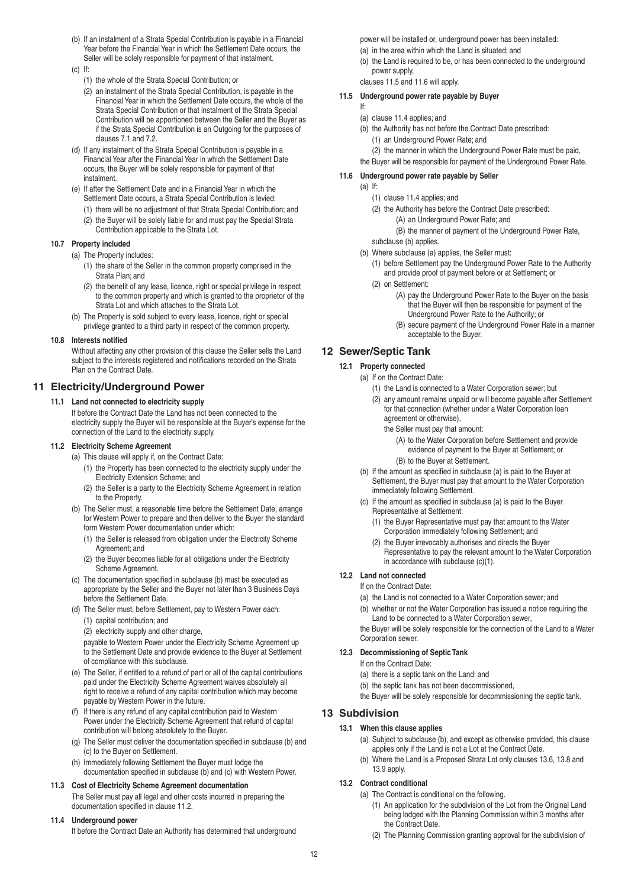(b) If an instalment of a Strata Special Contribution is payable in a Financial Year before the Financial Year in which the Settlement Date occurs, the Seller will be solely responsible for payment of that instalment.

(c) If:

(1) the whole of the Strata Special Contribution; or

(2) an instalment of the Strata Special Contribution, is payable in the Financial Year in which the Settlement Date occurs, the whole of the Strata Special Contribution or that instalment of the Strata Special Contribution will be apportioned between the Seller and the Buyer as if the Strata Special Contribution is an Outgoing for the purposes of clauses 7.1 and 7.2.

(d) If any instalment of the Strata Special Contribution is payable in a Financial Year after the Financial Year in which the Settlement Date occurs, the Buyer will be solely responsible for payment of that instalment.

(e) If after the Settlement Date and in a Financial Year in which the Settlement Date occurs, a Strata Special Contribution is levied:

(1) there will be no adjustment of that Strata Special Contribution; and

(2) the Buyer will be solely liable for and must pay the Special Strata Contribution applicable to the Strata Lot.

**10.7 Property included**

(a) The Property includes:

(1) the share of the Seller in the common property comprised in the Strata Plan; and

(2) the benefit of any lease, licence, right or special privilege in respect to the common property and which is granted to the proprietor of the Strata Lot and which attaches to the Strata Lot.

(b) The Property is sold subject to every lease, licence, right or special privilege granted to a third party in respect of the common property.

**10.8 Interests notified**

Without affecting any other provision of this clause the Seller sells the Land subject to the interests registered and notifications recorded on the Strata Plan on the Contract Date.

## 11 Electricity/Underground Power

**11.1 Land not connected to electricity supply**

If before the Contract Date the Land has not been connected to the electricity supply the Buyer will be responsible at the Buyer's expense for the connection of the Land to the electricity supply.

**11.2 Electricity Scheme Agreement**

(a) This clause will apply if, on the Contract Date:

(1) the Property has been connected to the electricity supply under the Electricity Extension Scheme; and

(2) the Seller is a party to the Electricity Scheme Agreement in relation to the Property.

(b) The Seller must, a reasonable time before the Settlement Date, arrange for Western Power to prepare and then deliver to the Buyer the standard form Western Power documentation under which:

(1) the Seller is released from obligation under the Electricity Scheme Agreement; and

(2) the Buyer becomes liable for all obligations under the Electricity Scheme Agreement.

(c) The documentation specified in subclause (b) must be executed as appropriate by the Seller and the Buyer not later than 3 Business Days before the Settlement Date.

(d) The Seller must, before Settlement, pay to Western Power each:

(1) capital contribution; and

(2) electricity supply and other charge,

payable to Western Power under the Electricity Scheme Agreement up to the Settlement Date and provide evidence to the Buyer at Settlement of compliance with this subclause.

(e) The Seller, if entitled to a refund of part or all of the capital contributions paid under the Electricity Scheme Agreement waives absolutely all right to receive a refund of any capital contribution which may become payable by Western Power in the future.

(f) If there is any refund of any capital contribution paid to Western Power under the Electricity Scheme Agreement that refund of capital contribution will belong absolutely to the Buyer.

(g) The Seller must deliver the documentation specified in subclause (b) and (c) to the Buyer on Settlement.

(h) Immediately following Settlement the Buyer must lodge the documentation specified in subclause (b) and (c) with Western Power.

**11.3 Cost of Electricity Scheme Agreement documentation**

The Seller must pay all legal and other costs incurred in preparing the documentation specified in clause 11.2.

**11.4 Underground power**

If before the Contract Date an Authority has determined that underground power will be installed or, underground power has been installed:

(a) in the area within which the Land is situated; and

(b) the Land is required to be, or has been connected to the underground power supply,

clauses 11.5 and 11.6 will apply.

**11.5 Underground power rate payable by Buyer**

If:

(a) clause 11.4 applies; and

(b) the Authority has not before the Contract Date prescribed:

(1) an Underground Power Rate; and

(2) the manner in which the Underground Power Rate must be paid,

the Buyer will be responsible for payment of the Underground Power Rate.

**11.6 Underground power rate payable by Seller**

(a) If:

(1) clause 11.4 applies; and

(2) the Authority has before the Contract Date prescribed:

(A) an Underground Power Rate; and

(B) the manner of payment of the Underground Power Rate,

subclause (b) applies.

(b) Where subclause (a) applies, the Seller must:

(1) before Settlement pay the Underground Power Rate to the Authority and provide proof of payment before or at Settlement; or

(2) on Settlement:

(A) pay the Underground Power Rate to the Buyer on the basis that the Buyer will then be responsible for payment of the Underground Power Rate to the Authority; or

(B) secure payment of the Underground Power Rate in a manner acceptable to the Buyer.

## 12 Sewer/Septic Tank

**12.1 Property connected**

(a) If on the Contract Date:

(1) the Land is connected to a Water Corporation sewer; but

(2) any amount remains unpaid or will become payable after Settlement for that connection (whether under a Water Corporation loan agreement or otherwise),

the Seller must pay that amount:

(A) to the Water Corporation before Settlement and provide evidence of payment to the Buyer at Settlement; or

(B) to the Buyer at Settlement.

(b) If the amount as specified in subclause (a) is paid to the Buyer at Settlement, the Buyer must pay that amount to the Water Corporation immediately following Settlement.

(c) If the amount as specified in subclause (a) is paid to the Buyer Representative at Settlement:

(1) the Buyer Representative must pay that amount to the Water Corporation immediately following Settlement; and

(2) the Buyer irrevocably authorises and directs the Buyer Representative to pay the relevant amount to the Water Corporation in accordance with subclause (c)(1).

**12.2 Land not connected**

If on the Contract Date:

(a) the Land is not connected to a Water Corporation sewer; and

(b) whether or not the Water Corporation has issued a notice requiring the Land to be connected to a Water Corporation sewer,

the Buyer will be solely responsible for the connection of the Land to a Water Corporation sewer.

**12.3 Decommissioning of Septic Tank**

If on the Contract Date:

(a) there is a septic tank on the Land; and

(b) the septic tank has not been decommissioned,

the Buyer will be solely responsible for decommissioning the septic tank.

## 13 Subdivision

**13.1 When this clause applies**

(a) Subject to subclause (b), and except as otherwise provided, this clause applies only if the Land is not a Lot at the Contract Date.

(b) Where the Land is a Proposed Strata Lot only clauses 13.6, 13.8 and 13.9 apply.

**13.2 Contract conditional**

(a) The Contract is conditional on the following.

(1) An application for the subdivision of the Lot from the Original Land being lodged with the Planning Commission within 3 months after the Contract Date.

(2) The Planning Commission granting approval for the subdivision of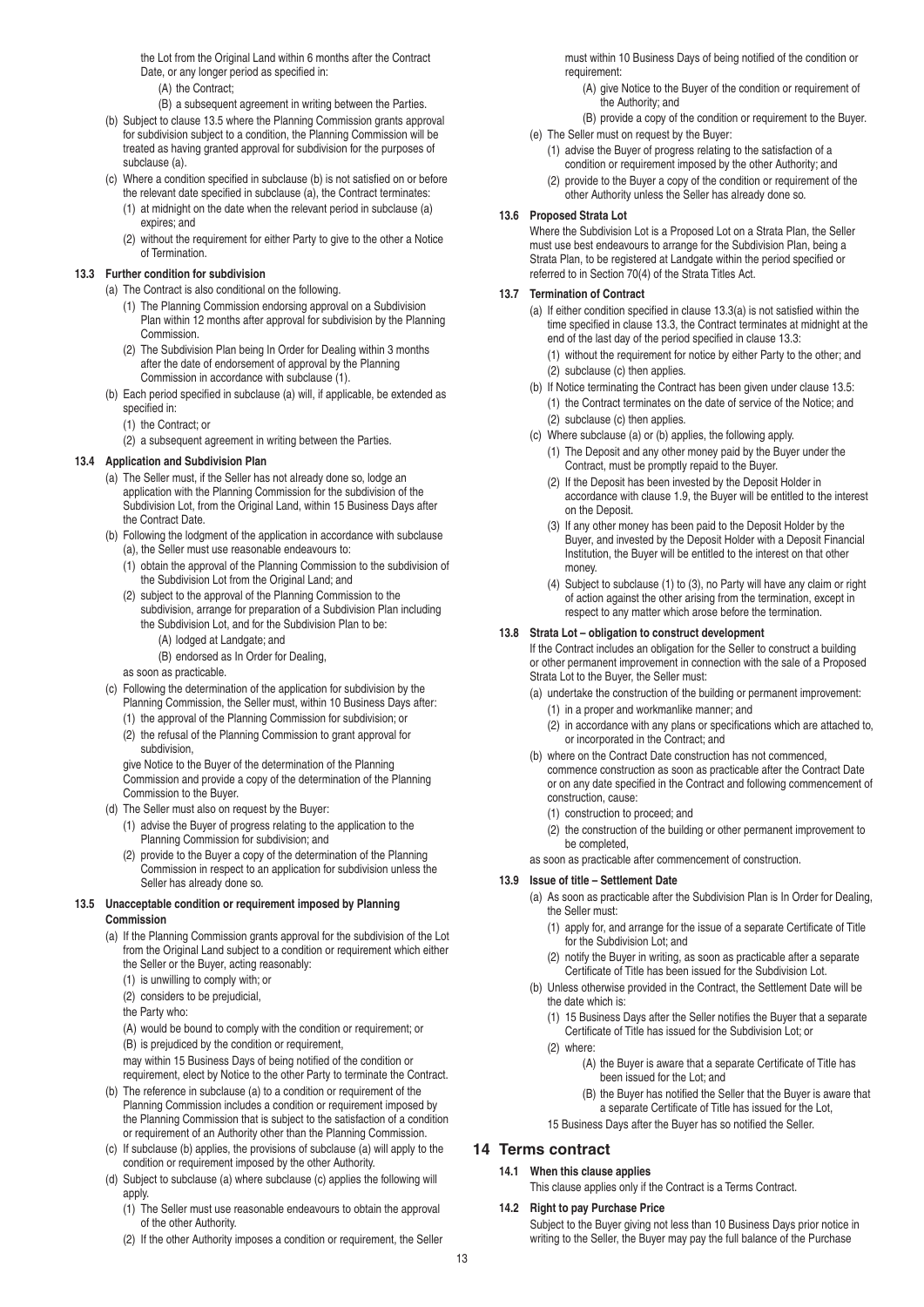the Lot from the Original Land within 6 months after the Contract Date, or any longer period as specified in:

(A) the Contract;

(B) a subsequent agreement in writing between the Parties.

(b) Subject to clause 13.5 where the Planning Commission grants approval for subdivision subject to a condition, the Planning Commission will be treated as having granted approval for subdivision for the purposes of subclause (a).

(c) Where a condition specified in subclause (b) is not satisfied on or before the relevant date specified in subclause (a), the Contract terminates:

(1) at midnight on the date when the relevant period in subclause (a) expires; and

(2) without the requirement for either Party to give to the other a Notice of Termination.

**13.3 Further condition for subdivision**

(a) The Contract is also conditional on the following.

(1) The Planning Commission endorsing approval on a Subdivision Plan within 12 months after approval for subdivision by the Planning Commission.

(2) The Subdivision Plan being In Order for Dealing within 3 months after the date of endorsement of approval by the Planning Commission in accordance with subclause (1).

(b) Each period specified in subclause (a) will, if applicable, be extended as specified in:

(1) the Contract; or

(2) a subsequent agreement in writing between the Parties.

**13.4 Application and Subdivision Plan**

(a) The Seller must, if the Seller has not already done so, lodge an application with the Planning Commission for the subdivision of the Subdivision Lot, from the Original Land, within 15 Business Days after the Contract Date.

(b) Following the lodgment of the application in accordance with subclause (a), the Seller must use reasonable endeavours to:

(1) obtain the approval of the Planning Commission to the subdivision of the Subdivision Lot from the Original Land; and

(2) subject to the approval of the Planning Commission to the subdivision, arrange for preparation of a Subdivision Plan including the Subdivision Lot, and for the Subdivision Plan to be:

(A) lodged at Landgate; and

(B) endorsed as In Order for Dealing,

as soon as practicable.

(c) Following the determination of the application for subdivision by the Planning Commission, the Seller must, within 10 Business Days after:

(1) the approval of the Planning Commission for subdivision; or

(2) the refusal of the Planning Commission to grant approval for subdivision,

give Notice to the Buyer of the determination of the Planning Commission and provide a copy of the determination of the Planning Commission to the Buyer.

(d) The Seller must also on request by the Buyer:

(1) advise the Buyer of progress relating to the application to the Planning Commission for subdivision; and

(2) provide to the Buyer a copy of the determination of the Planning Commission in respect to an application for subdivision unless the Seller has already done so.

**13.5 Unacceptable condition or requirement imposed by Planning Commission**

(a) If the Planning Commission grants approval for the subdivision of the Lot from the Original Land subject to a condition or requirement which either the Seller or the Buyer, acting reasonably:

(1) is unwilling to comply with; or

(2) considers to be prejudicial,

the Party who:

(A) would be bound to comply with the condition or requirement; or

(B) is prejudiced by the condition or requirement,

may within 15 Business Days of being notified of the condition or requirement, elect by Notice to the other Party to terminate the Contract.

(b) The reference in subclause (a) to a condition or requirement of the Planning Commission includes a condition or requirement imposed by the Planning Commission that is subject to the satisfaction of a condition or requirement of an Authority other than the Planning Commission.

(c) If subclause (b) applies, the provisions of subclause (a) will apply to the condition or requirement imposed by the other Authority.

(d) Subject to subclause (a) where subclause (c) applies the following will apply.

(1) The Seller must use reasonable endeavours to obtain the approval of the other Authority.

(2) If the other Authority imposes a condition or requirement, the Seller must within 10 Business Days of being notified of the condition or requirement:

(A) give Notice to the Buyer of the condition or requirement of the Authority; and

(B) provide a copy of the condition or requirement to the Buyer.

(e) The Seller must on request by the Buyer:

(1) advise the Buyer of progress relating to the satisfaction of a condition or requirement imposed by the other Authority; and

(2) provide to the Buyer a copy of the condition or requirement of the other Authority unless the Seller has already done so.

**13.6 Proposed Strata Lot**

Where the Subdivision Lot is a Proposed Lot on a Strata Plan, the Seller must use best endeavours to arrange for the Subdivision Plan, being a Strata Plan, to be registered at Landgate within the period specified or referred to in Section 70(4) of the Strata Titles Act.

**13.7 Termination of Contract**

(a) If either condition specified in clause 13.3(a) is not satisfied within the time specified in clause 13.3, the Contract terminates at midnight at the end of the last day of the period specified in clause 13.3:

(1) without the requirement for notice by either Party to the other; and

(2) subclause (c) then applies.

(b) If Notice terminating the Contract has been given under clause 13.5:

(1) the Contract terminates on the date of service of the Notice; and

(2) subclause (c) then applies.

(c) Where subclause (a) or (b) applies, the following apply.

(1) The Deposit and any other money paid by the Buyer under the Contract, must be promptly repaid to the Buyer.

(2) If the Deposit has been invested by the Deposit Holder in accordance with clause 1.9, the Buyer will be entitled to the interest on the Deposit.

(3) If any other money has been paid to the Deposit Holder by the Buyer, and invested by the Deposit Holder with a Deposit Financial Institution, the Buyer will be entitled to the interest on that other money.

(4) Subject to subclause (1) to (3), no Party will have any claim or right of action against the other arising from the termination, except in respect to any matter which arose before the termination.

**13.8 Strata Lot – obligation to construct development**

If the Contract includes an obligation for the Seller to construct a building or other permanent improvement in connection with the sale of a Proposed Strata Lot to the Buyer, the Seller must:

(a) undertake the construction of the building or permanent improvement:

(1) in a proper and workmanlike manner; and

(2) in accordance with any plans or specifications which are attached to, or incorporated in the Contract; and

(b) where on the Contract Date construction has not commenced, commence construction as soon as practicable after the Contract Date or on any date specified in the Contract and following commencement of construction, cause:

(1) construction to proceed; and

(2) the construction of the building or other permanent improvement to be completed,

as soon as practicable after commencement of construction.

**13.9 Issue of title – Settlement Date**

(a) As soon as practicable after the Subdivision Plan is In Order for Dealing, the Seller must:

(1) apply for, and arrange for the issue of a separate Certificate of Title for the Subdivision Lot; and

(2) notify the Buyer in writing, as soon as practicable after a separate Certificate of Title has been issued for the Subdivision Lot.

(b) Unless otherwise provided in the Contract, the Settlement Date will be the date which is:

(1) 15 Business Days after the Seller notifies the Buyer that a separate Certificate of Title has issued for the Subdivision Lot; or

(2) where:

(A) the Buyer is aware that a separate Certificate of Title has been issued for the Lot; and

(B) the Buyer has notified the Seller that the Buyer is aware that a separate Certificate of Title has issued for the Lot,

15 Business Days after the Buyer has so notified the Seller.

## 14 Terms contract

**14.1 When this clause applies**

This clause applies only if the Contract is a Terms Contract.

**14.2 Right to pay Purchase Price**

Subject to the Buyer giving not less than 10 Business Days prior notice in writing to the Seller, the Buyer may pay the full balance of the Purchase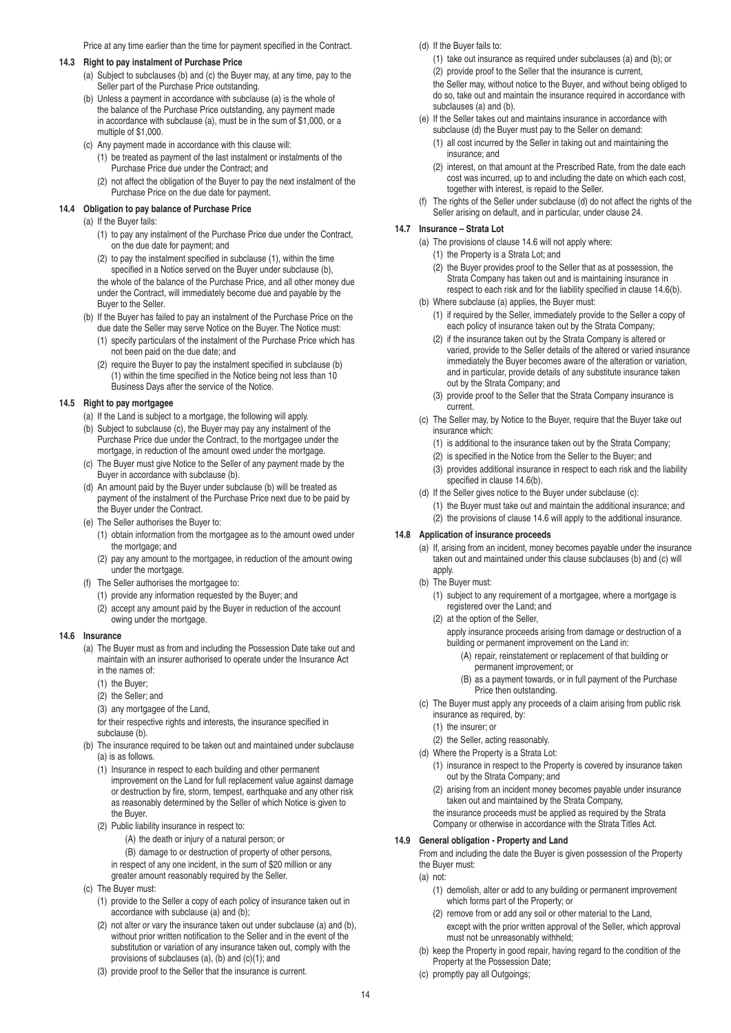Price at any time earlier than the time for payment specified in the Contract.

#### 14.3 Right to pay instalment of Purchase Price

(a) Subject to subclauses (b) and (c) the Buyer may, at any time, pay to the Seller part of the Purchase Price outstanding.

(b) Unless a payment in accordance with subclause (a) is the whole of the balance of the Purchase Price outstanding, any payment made in accordance with subclause (a), must be in the sum of $1,000, or a multiple of $1,000.

(c) Any payment made in accordance with this clause will:

(1) be treated as payment of the last instalment or instalments of the Purchase Price due under the Contract; and

(2) not affect the obligation of the Buyer to pay the next instalment of the Purchase Price on the due date for payment.

#### 14.4 Obligation to pay balance of Purchase Price

(a) If the Buyer fails:

(1) to pay any instalment of the Purchase Price due under the Contract, on the due date for payment; and

(2) to pay the instalment specified in subclause (1), within the time specified in a Notice served on the Buyer under subclause (b),

the whole of the balance of the Purchase Price, and all other money due under the Contract, will immediately become due and payable by the Buyer to the Seller.

(b) If the Buyer has failed to pay an instalment of the Purchase Price on the due date the Seller may serve Notice on the Buyer. The Notice must:

(1) specify particulars of the instalment of the Purchase Price which has not been paid on the due date; and

(2) require the Buyer to pay the instalment specified in subclause (b)(1) within the time specified in the Notice being not less than 10 Business Days after the service of the Notice.

#### 14.5 Right to pay mortgagee

(a) If the Land is subject to a mortgage, the following will apply.

(b) Subject to subclause (c), the Buyer may pay any instalment of the Purchase Price due under the Contract, to the mortgagee under the mortgage, in reduction of the amount owed under the mortgage.

(c) The Buyer must give Notice to the Seller of any payment made by the Buyer in accordance with subclause (b).

(d) An amount paid by the Buyer under subclause (b) will be treated as payment of the instalment of the Purchase Price next due to be paid by the Buyer under the Contract.

(e) The Seller authorises the Buyer to:

(1) obtain information from the mortgagee as to the amount owed under the mortgage; and

(2) pay any amount to the mortgagee, in reduction of the amount owing under the mortgage.

(f) The Seller authorises the mortgagee to:

(1) provide any information requested by the Buyer; and

(2) accept any amount paid by the Buyer in reduction of the account owing under the mortgage.

#### 14.6 Insurance

(a) The Buyer must as from and including the Possession Date take out and maintain with an insurer authorised to operate under the Insurance Act in the names of:

(1) the Buyer;

(2) the Seller; and

(3) any mortgagee of the Land,

for their respective rights and interests, the insurance specified in subclause (b).

(b) The insurance required to be taken out and maintained under subclause (a) is as follows.

(1) Insurance in respect to each building and other permanent improvement on the Land for full replacement value against damage or destruction by fire, storm, tempest, earthquake and any other risk as reasonably determined by the Seller of which Notice is given to the Buyer.

(2) Public liability insurance in respect to:

(A) the death or injury of a natural person; or

(B) damage to or destruction of property of other persons,

in respect of any one incident, in the sum of $20 million or any greater amount reasonably required by the Seller.

(c) The Buyer must:

(1) provide to the Seller a copy of each policy of insurance taken out in accordance with subclause (a) and (b);

(2) not alter or vary the insurance taken out under subclause (a) and (b), without prior written notification to the Seller and in the event of the substitution or variation of any insurance taken out, comply with the provisions of subclauses (a), (b) and (c)(1); and

(3) provide proof to the Seller that the insurance is current.

(d) If the Buyer fails to:

(1) take out insurance as required under subclauses (a) and (b); or

(2) provide proof to the Seller that the insurance is current,

the Seller may, without notice to the Buyer, and without being obliged to do so, take out and maintain the insurance required in accordance with subclauses (a) and (b).

(e) If the Seller takes out and maintains insurance in accordance with subclause (d) the Buyer must pay to the Seller on demand:

(1) all cost incurred by the Seller in taking out and maintaining the insurance; and

(2) interest, on that amount at the Prescribed Rate, from the date each cost was incurred, up to and including the date on which each cost, together with interest, is repaid to the Seller.

(f) The rights of the Seller under subclause (d) do not affect the rights of the Seller arising on default, and in particular, under clause 24.

#### 14.7 Insurance – Strata Lot

(a) The provisions of clause 14.6 will not apply where:

(1) the Property is a Strata Lot; and

(2) the Buyer provides proof to the Seller that as at possession, the Strata Company has taken out and is maintaining insurance in respect to each risk and for the liability specified in clause 14.6(b).

(b) Where subclause (a) applies, the Buyer must:

(1) if required by the Seller, immediately provide to the Seller a copy of each policy of insurance taken out by the Strata Company;

(2) if the insurance taken out by the Strata Company is altered or varied, provide to the Seller details of the altered or varied insurance immediately the Buyer becomes aware of the alteration or variation, and in particular, provide details of any substitute insurance taken out by the Strata Company; and

(3) provide proof to the Seller that the Strata Company insurance is current.

(c) The Seller may, by Notice to the Buyer, require that the Buyer take out insurance which:

(1) is additional to the insurance taken out by the Strata Company;

(2) is specified in the Notice from the Seller to the Buyer; and

(3) provides additional insurance in respect to each risk and the liability specified in clause 14.6(b).

(d) If the Seller gives notice to the Buyer under subclause (c):

(1) the Buyer must take out and maintain the additional insurance; and

(2) the provisions of clause 14.6 will apply to the additional insurance.

#### 14.8 Application of insurance proceeds

(a) If, arising from an incident, money becomes payable under the insurance taken out and maintained under this clause subclauses (b) and (c) will apply.

(b) The Buyer must:

(1) subject to any requirement of a mortgagee, where a mortgage is registered over the Land; and

(2) at the option of the Seller,

apply insurance proceeds arising from damage or destruction of a building or permanent improvement on the Land in:

(A) repair, reinstatement or replacement of that building or permanent improvement; or

(B) as a payment towards, or in full payment of the Purchase Price then outstanding.

(c) The Buyer must apply any proceeds of a claim arising from public risk insurance as required, by:

(1) the insurer; or

(2) the Seller, acting reasonably.

(d) Where the Property is a Strata Lot:

(1) insurance in respect to the Property is covered by insurance taken out by the Strata Company; and

(2) arising from an incident money becomes payable under insurance taken out and maintained by the Strata Company,

the insurance proceeds must be applied as required by the Strata Company or otherwise in accordance with the Strata Titles Act.

#### 14.9 General obligation - Property and Land

From and including the date the Buyer is given possession of the Property the Buyer must:

(a) not:

(1) demolish, alter or add to any building or permanent improvement which forms part of the Property; or

(2) remove from or add any soil or other material to the Land,

except with the prior written approval of the Seller, which approval must not be unreasonably withheld;

(b) keep the Property in good repair, having regard to the condition of the Property at the Possession Date;

(c) promptly pay all Outgoings;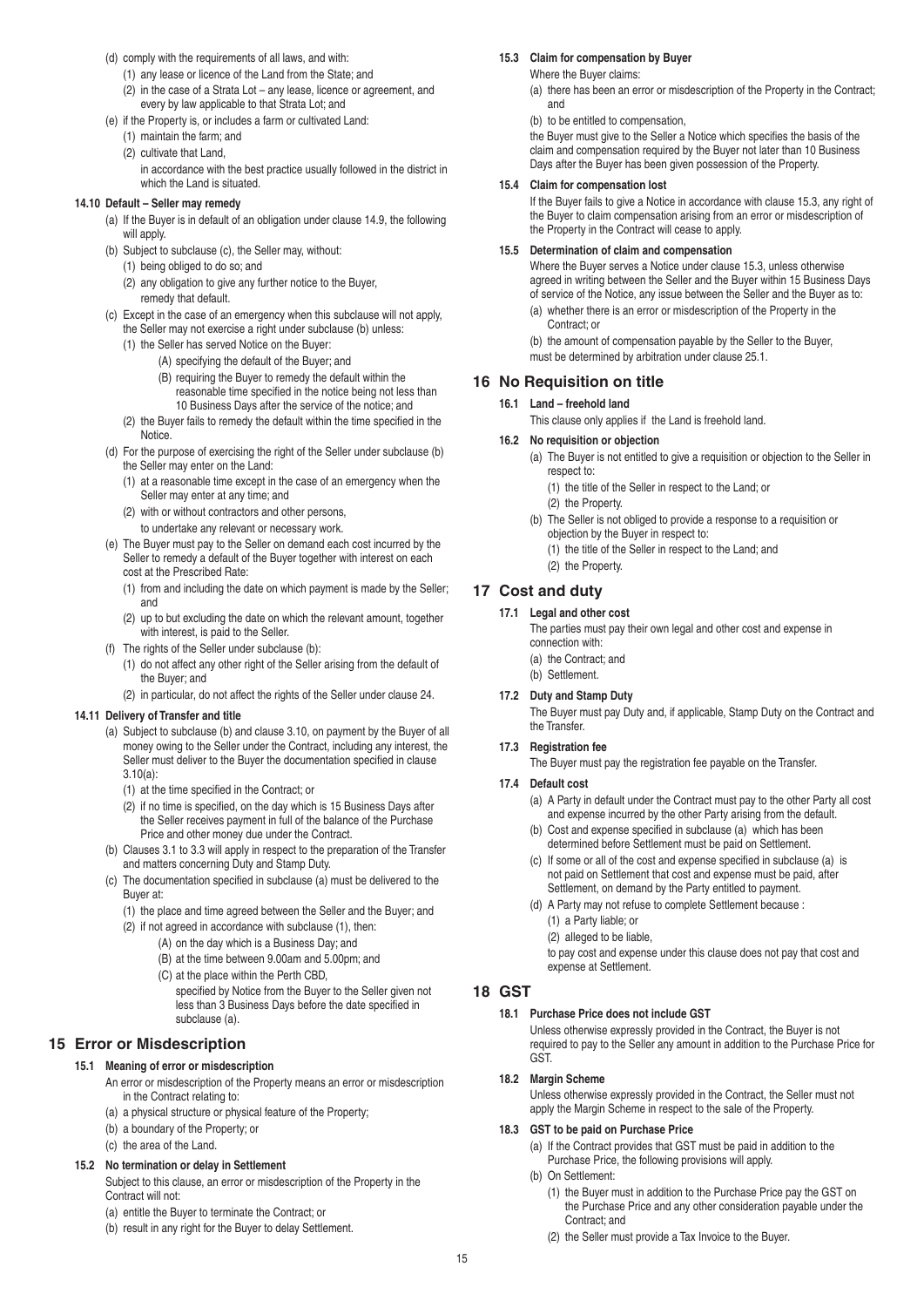(d) comply with the requirements of all laws, and with:

(1) any lease or licence of the Land from the State; and

(2) in the case of a Strata Lot – any lease, licence or agreement, and every by law applicable to that Strata Lot; and

(e) if the Property is, or includes a farm or cultivated Land:

(1) maintain the farm; and

(2) cultivate that Land,

in accordance with the best practice usually followed in the district in which the Land is situated.

#### 14.10 Default – Seller may remedy

(a) If the Buyer is in default of an obligation under clause 14.9, the following will apply.

(b) Subject to subclause (c), the Seller may, without:

(1) being obliged to do so; and

(2) any obligation to give any further notice to the Buyer,

remedy that default.

(c) Except in the case of an emergency when this subclause will not apply, the Seller may not exercise a right under subclause (b) unless:

(1) the Seller has served Notice on the Buyer:

(A) specifying the default of the Buyer; and

(B) requiring the Buyer to remedy the default within the reasonable time specified in the notice being not less than 10 Business Days after the service of the notice; and

(2) the Buyer fails to remedy the default within the time specified in the Notice.

(d) For the purpose of exercising the right of the Seller under subclause (b) the Seller may enter on the Land:

(1) at a reasonable time except in the case of an emergency when the Seller may enter at any time; and

(2) with or without contractors and other persons,

to undertake any relevant or necessary work.

(e) The Buyer must pay to the Seller on demand each cost incurred by the Seller to remedy a default of the Buyer together with interest on each cost at the Prescribed Rate:

(1) from and including the date on which payment is made by the Seller; and

(2) up to but excluding the date on which the relevant amount, together with interest, is paid to the Seller.

(f) The rights of the Seller under subclause (b):

(1) do not affect any other right of the Seller arising from the default of the Buyer; and

(2) in particular, do not affect the rights of the Seller under clause 24.

#### 14.11 Delivery of Transfer and title

(a) Subject to subclause (b) and clause 3.10, on payment by the Buyer of all money owing to the Seller under the Contract, including any interest, the Seller must deliver to the Buyer the documentation specified in clause 3.10(a):

(1) at the time specified in the Contract; or

(2) if no time is specified, on the day which is 15 Business Days after the Seller receives payment in full of the balance of the Purchase Price and other money due under the Contract.

(b) Clauses 3.1 to 3.3 will apply in respect to the preparation of the Transfer and matters concerning Duty and Stamp Duty.

(c) The documentation specified in subclause (a) must be delivered to the Buyer at:

(1) the place and time agreed between the Seller and the Buyer; and

(2) if not agreed in accordance with subclause (1), then:

(A) on the day which is a Business Day; and

(B) at the time between 9.00am and 5.00pm; and

(C) at the place within the Perth CBD,

specified by Notice from the Buyer to the Seller given not less than 3 Business Days before the date specified in subclause (a).

## 15 Error or Misdescription

#### 15.1 Meaning of error or misdescription

An error or misdescription of the Property means an error or misdescription in the Contract relating to:

(a) a physical structure or physical feature of the Property;

(b) a boundary of the Property; or

(c) the area of the Land.

#### 15.2 No termination or delay in Settlement

Subject to this clause, an error or misdescription of the Property in the Contract will not:

(a) entitle the Buyer to terminate the Contract; or

(b) result in any right for the Buyer to delay Settlement.

#### 15.3 Claim for compensation by Buyer

Where the Buyer claims:

(a) there has been an error or misdescription of the Property in the Contract; and

(b) to be entitled to compensation,

the Buyer must give to the Seller a Notice which specifies the basis of the claim and compensation required by the Buyer not later than 10 Business Days after the Buyer has been given possession of the Property.

#### 15.4 Claim for compensation lost

If the Buyer fails to give a Notice in accordance with clause 15.3, any right of the Buyer to claim compensation arising from an error or misdescription of the Property in the Contract will cease to apply.

#### 15.5 Determination of claim and compensation

Where the Buyer serves a Notice under clause 15.3, unless otherwise agreed in writing between the Seller and the Buyer within 15 Business Days of service of the Notice, any issue between the Seller and the Buyer as to:

(a) whether there is an error or misdescription of the Property in the Contract; or

(b) the amount of compensation payable by the Seller to the Buyer,

must be determined by arbitration under clause 25.1.

## 16 No Requisition on title

#### 16.1 Land – freehold land

This clause only applies if the Land is freehold land.

#### 16.2 No requisition or objection

(a) The Buyer is not entitled to give a requisition or objection to the Seller in respect to:

(1) the title of the Seller in respect to the Land; or

(2) the Property.

(b) The Seller is not obliged to provide a response to a requisition or objection by the Buyer in respect to:

(1) the title of the Seller in respect to the Land; and

(2) the Property.

## 17 Cost and duty

#### 17.1 Legal and other cost

The parties must pay their own legal and other cost and expense in connection with:

(a) the Contract; and

(b) Settlement.

#### 17.2 Duty and Stamp Duty

The Buyer must pay Duty and, if applicable, Stamp Duty on the Contract and the Transfer.

#### 17.3 Registration fee

The Buyer must pay the registration fee payable on the Transfer.

#### 17.4 Default cost

(a) A Party in default under the Contract must pay to the other Party all cost and expense incurred by the other Party arising from the default.

(b) Cost and expense specified in subclause (a) which has been determined before Settlement must be paid on Settlement.

(c) If some or all of the cost and expense specified in subclause (a) is not paid on Settlement that cost and expense must be paid, after Settlement, on demand by the Party entitled to payment.

(d) A Party may not refuse to complete Settlement because :

(1) a Party liable; or

(2) alleged to be liable,

to pay cost and expense under this clause does not pay that cost and expense at Settlement.

## 18 GST

#### 18.1 Purchase Price does not include GST

Unless otherwise expressly provided in the Contract, the Buyer is not required to pay to the Seller any amount in addition to the Purchase Price for GST.

#### 18.2 Margin Scheme

Unless otherwise expressly provided in the Contract, the Seller must not apply the Margin Scheme in respect to the sale of the Property.

#### 18.3 GST to be paid on Purchase Price

(a) If the Contract provides that GST must be paid in addition to the Purchase Price, the following provisions will apply.

(b) On Settlement:

(1) the Buyer must in addition to the Purchase Price pay the GST on the Purchase Price and any other consideration payable under the Contract; and

(2) the Seller must provide a Tax Invoice to the Buyer.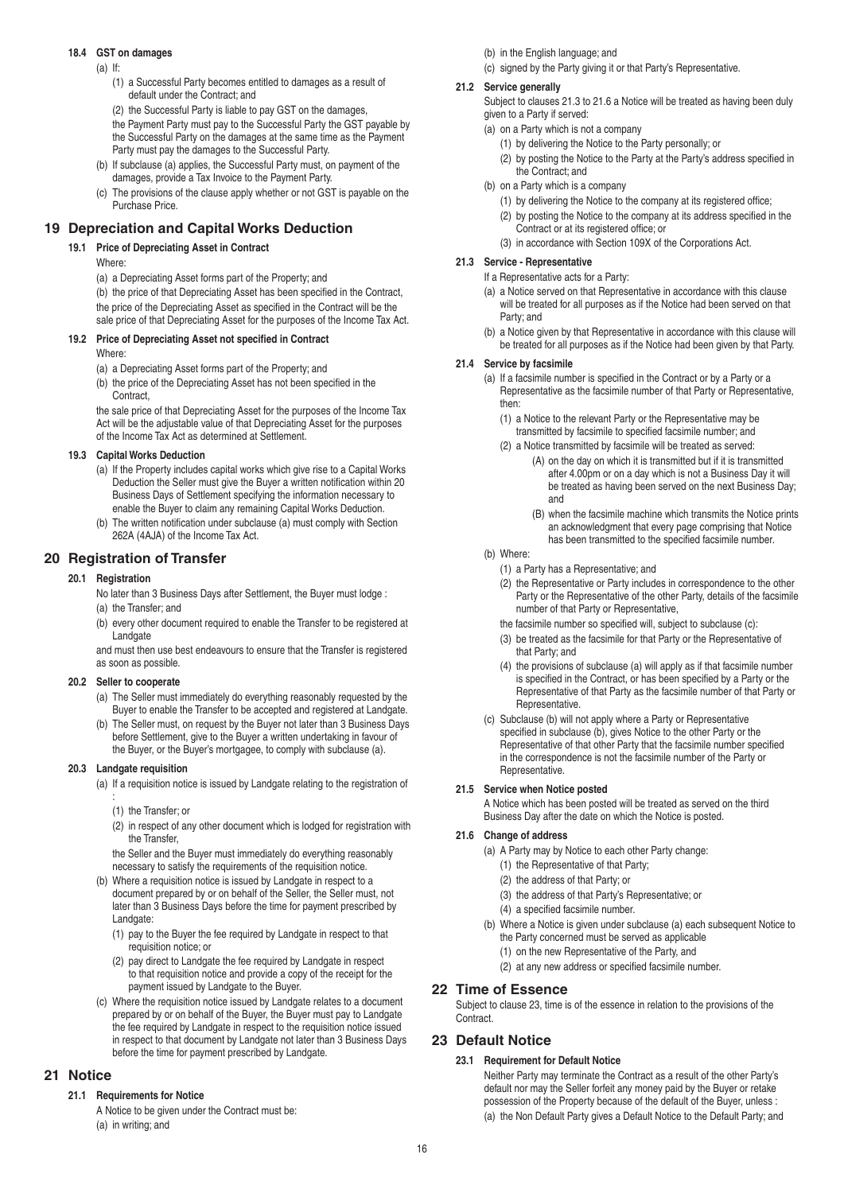#### 18.4 GST on damages

(a) If:

(1) a Successful Party becomes entitled to damages as a result of default under the Contract; and

(2) the Successful Party is liable to pay GST on the damages,

the Payment Party must pay to the Successful Party the GST payable by the Successful Party on the damages at the same time as the Payment Party must pay the damages to the Successful Party.

(b) If subclause (a) applies, the Successful Party must, on payment of the damages, provide a Tax Invoice to the Payment Party.

(c) The provisions of the clause apply whether or not GST is payable on the Purchase Price.

## 19 Depreciation and Capital Works Deduction

#### 19.1 Price of Depreciating Asset in Contract

Where:

(a) a Depreciating Asset forms part of the Property; and

(b) the price of that Depreciating Asset has been specified in the Contract,

the price of the Depreciating Asset as specified in the Contract will be the sale price of that Depreciating Asset for the purposes of the Income Tax Act.

#### 19.2 Price of Depreciating Asset not specified in Contract

Where:

(a) a Depreciating Asset forms part of the Property; and

(b) the price of the Depreciating Asset has not been specified in the Contract,

the sale price of that Depreciating Asset for the purposes of the Income Tax Act will be the adjustable value of that Depreciating Asset for the purposes of the Income Tax Act as determined at Settlement.

#### 19.3 Capital Works Deduction

(a) If the Property includes capital works which give rise to a Capital Works Deduction the Seller must give the Buyer a written notification within 20 Business Days of Settlement specifying the information necessary to enable the Buyer to claim any remaining Capital Works Deduction.

(b) The written notification under subclause (a) must comply with Section 262A (4AJA) of the Income Tax Act.

## 20 Registration of Transfer

#### 20.1 Registration

No later than 3 Business Days after Settlement, the Buyer must lodge :

(a) the Transfer; and

(b) every other document required to enable the Transfer to be registered at Landgate

and must then use best endeavours to ensure that the Transfer is registered as soon as possible.

#### 20.2 Seller to cooperate

(a) The Seller must immediately do everything reasonably requested by the Buyer to enable the Transfer to be accepted and registered at Landgate.

(b) The Seller must, on request by the Buyer not later than 3 Business Days before Settlement, give to the Buyer a written undertaking in favour of the Buyer, or the Buyer's mortgagee, to comply with subclause (a).

#### 20.3 Landgate requisition

(a) If a requisition notice is issued by Landgate relating to the registration of :

(1) the Transfer; or

(2) in respect of any other document which is lodged for registration with the Transfer,

the Seller and the Buyer must immediately do everything reasonably necessary to satisfy the requirements of the requisition notice.

(b) Where a requisition notice is issued by Landgate in respect to a document prepared by or on behalf of the Seller, the Seller must, not later than 3 Business Days before the time for payment prescribed by Landgate:

(1) pay to the Buyer the fee required by Landgate in respect to that requisition notice; or

(2) pay direct to Landgate the fee required by Landgate in respect to that requisition notice and provide a copy of the receipt for the payment issued by Landgate to the Buyer.

(c) Where the requisition notice issued by Landgate relates to a document prepared by or on behalf of the Buyer, the Buyer must pay to Landgate the fee required by Landgate in respect to the requisition notice issued in respect to that document by Landgate not later than 3 Business Days before the time for payment prescribed by Landgate.

## 21 Notice

#### 21.1 Requirements for Notice

A Notice to be given under the Contract must be:

(a) in writing; and

(b) in the English language; and

(c) signed by the Party giving it or that Party's Representative.

#### 21.2 Service generally

Subject to clauses 21.3 to 21.6 a Notice will be treated as having been duly given to a Party if served:

(a) on a Party which is not a company

(1) by delivering the Notice to the Party personally; or

(2) by posting the Notice to the Party at the Party's address specified in the Contract; and

(b) on a Party which is a company

(1) by delivering the Notice to the company at its registered office;

(2) by posting the Notice to the company at its address specified in the Contract or at its registered office; or

(3) in accordance with Section 109X of the Corporations Act.

#### 21.3 Service - Representative

If a Representative acts for a Party:

(a) a Notice served on that Representative in accordance with this clause will be treated for all purposes as if the Notice had been served on that Party; and

(b) a Notice given by that Representative in accordance with this clause will be treated for all purposes as if the Notice had been given by that Party.

#### 21.4 Service by facsimile

(a) If a facsimile number is specified in the Contract or by a Party or a Representative as the facsimile number of that Party or Representative, then:

(1) a Notice to the relevant Party or the Representative may be transmitted by facsimile to specified facsimile number; and

(2) a Notice transmitted by facsimile will be treated as served:

(A) on the day on which it is transmitted but if it is transmitted after 4.00pm or on a day which is not a Business Day it will be treated as having been served on the next Business Day; and

(B) when the facsimile machine which transmits the Notice prints an acknowledgment that every page comprising that Notice has been transmitted to the specified facsimile number.

(b) Where:

(1) a Party has a Representative; and

(2) the Representative or Party includes in correspondence to the other Party or the Representative of the other Party, details of the facsimile number of that Party or Representative,

the facsimile number so specified will, subject to subclause (c):

(3) be treated as the facsimile for that Party or the Representative of that Party; and

(4) the provisions of subclause (a) will apply as if that facsimile number is specified in the Contract, or has been specified by a Party or the Representative of that Party as the facsimile number of that Party or Representative.

(c) Subclause (b) will not apply where a Party or Representative specified in subclause (b), gives Notice to the other Party or the Representative of that other Party that the facsimile number specified in the correspondence is not the facsimile number of the Party or Representative.

#### 21.5 Service when Notice posted

A Notice which has been posted will be treated as served on the third Business Day after the date on which the Notice is posted.

#### 21.6 Change of address

(a) A Party may by Notice to each other Party change:

(1) the Representative of that Party;

(2) the address of that Party; or

(3) the address of that Party's Representative; or

(4) a specified facsimile number.

(b) Where a Notice is given under subclause (a) each subsequent Notice to the Party concerned must be served as applicable

(1) on the new Representative of the Party, and

(2) at any new address or specified facsimile number.

## 22 Time of Essence

Subject to clause 23, time is of the essence in relation to the provisions of the Contract.

## 23 Default Notice

#### 23.1 Requirement for Default Notice

Neither Party may terminate the Contract as a result of the other Party's default nor may the Seller forfeit any money paid by the Buyer or retake possession of the Property because of the default of the Buyer, unless :

(a) the Non Default Party gives a Default Notice to the Default Party; and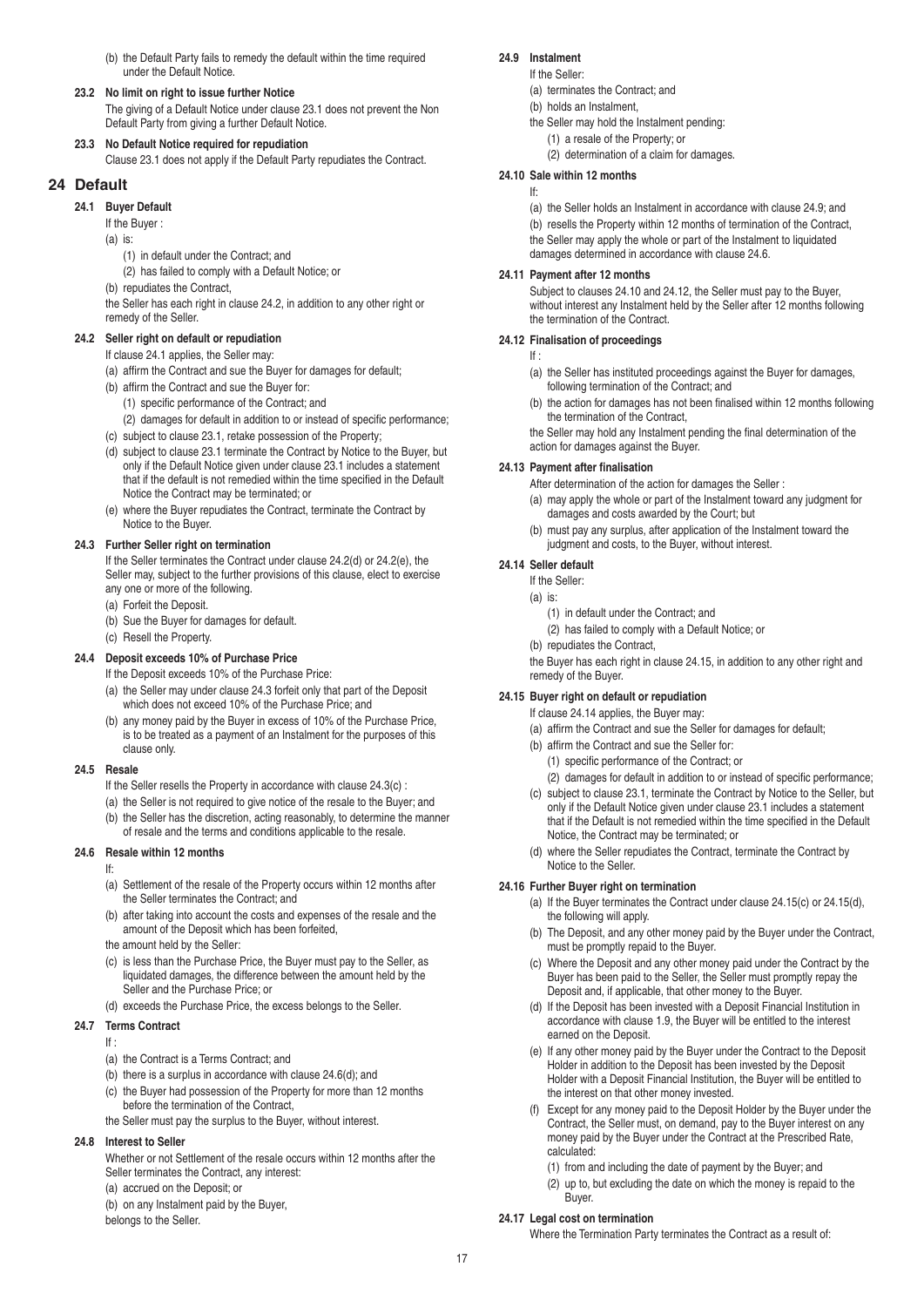(b) the Default Party fails to remedy the default within the time required under the Default Notice.

**23.2 No limit on right to issue further Notice**

The giving of a Default Notice under clause 23.1 does not prevent the Non Default Party from giving a further Default Notice.

**23.3 No Default Notice required for repudiation**

Clause 23.1 does not apply if the Default Party repudiates the Contract.

## 24 Default

**24.1 Buyer Default**

If the Buyer :

(a) is:

(1) in default under the Contract; and

(2) has failed to comply with a Default Notice; or

(b) repudiates the Contract,

the Seller has each right in clause 24.2, in addition to any other right or remedy of the Seller.

**24.2 Seller right on default or repudiation**

If clause 24.1 applies, the Seller may:

(a) affirm the Contract and sue the Buyer for damages for default;

(b) affirm the Contract and sue the Buyer for:

(1) specific performance of the Contract; and

(2) damages for default in addition to or instead of specific performance;

(c) subject to clause 23.1, retake possession of the Property;

(d) subject to clause 23.1 terminate the Contract by Notice to the Buyer, but only if the Default Notice given under clause 23.1 includes a statement that if the default is not remedied within the time specified in the Default Notice the Contract may be terminated; or

(e) where the Buyer repudiates the Contract, terminate the Contract by Notice to the Buyer.

**24.3 Further Seller right on termination**

If the Seller terminates the Contract under clause 24.2(d) or 24.2(e), the Seller may, subject to the further provisions of this clause, elect to exercise any one or more of the following.

(a) Forfeit the Deposit.

(b) Sue the Buyer for damages for default.

(c) Resell the Property.

**24.4 Deposit exceeds 10% of Purchase Price**

If the Deposit exceeds 10% of the Purchase Price:

(a) the Seller may under clause 24.3 forfeit only that part of the Deposit which does not exceed 10% of the Purchase Price; and

(b) any money paid by the Buyer in excess of 10% of the Purchase Price, is to be treated as a payment of an Instalment for the purposes of this clause only.

**24.5 Resale**

If the Seller resells the Property in accordance with clause 24.3(c) :

(a) the Seller is not required to give notice of the resale to the Buyer; and

(b) the Seller has the discretion, acting reasonably, to determine the manner of resale and the terms and conditions applicable to the resale.

**24.6 Resale within 12 months**

If:

(a) Settlement of the resale of the Property occurs within 12 months after the Seller terminates the Contract; and

(b) after taking into account the costs and expenses of the resale and the amount of the Deposit which has been forfeited,

the amount held by the Seller:

(c) is less than the Purchase Price, the Buyer must pay to the Seller, as liquidated damages, the difference between the amount held by the Seller and the Purchase Price; or

(d) exceeds the Purchase Price, the excess belongs to the Seller.

**24.7 Terms Contract**

If :

(a) the Contract is a Terms Contract; and

(b) there is a surplus in accordance with clause 24.6(d); and

(c) the Buyer had possession of the Property for more than 12 months before the termination of the Contract,

the Seller must pay the surplus to the Buyer, without interest.

**24.8 Interest to Seller**

Whether or not Settlement of the resale occurs within 12 months after the Seller terminates the Contract, any interest:

(a) accrued on the Deposit; or

(b) on any Instalment paid by the Buyer,

belongs to the Seller.

**24.9 Instalment**

If the Seller:

(a) terminates the Contract; and

(b) holds an Instalment,

the Seller may hold the Instalment pending:

(1) a resale of the Property; or

(2) determination of a claim for damages.

**24.10 Sale within 12 months**

If:

(a) the Seller holds an Instalment in accordance with clause 24.9; and

(b) resells the Property within 12 months of termination of the Contract,

the Seller may apply the whole or part of the Instalment to liquidated damages determined in accordance with clause 24.6.

**24.11 Payment after 12 months**

Subject to clauses 24.10 and 24.12, the Seller must pay to the Buyer, without interest any Instalment held by the Seller after 12 months following the termination of the Contract.

**24.12 Finalisation of proceedings**

If :

(a) the Seller has instituted proceedings against the Buyer for damages, following termination of the Contract; and

(b) the action for damages has not been finalised within 12 months following the termination of the Contract,

the Seller may hold any Instalment pending the final determination of the action for damages against the Buyer.

**24.13 Payment after finalisation**

After determination of the action for damages the Seller :

(a) may apply the whole or part of the Instalment toward any judgment for damages and costs awarded by the Court; but

(b) must pay any surplus, after application of the Instalment toward the judgment and costs, to the Buyer, without interest.

**24.14 Seller default**

If the Seller:

(a) is:

(1) in default under the Contract; and

(2) has failed to comply with a Default Notice; or

(b) repudiates the Contract,

the Buyer has each right in clause 24.15, in addition to any other right and remedy of the Buyer.

**24.15 Buyer right on default or repudiation**

If clause 24.14 applies, the Buyer may:

(a) affirm the Contract and sue the Seller for damages for default;

(b) affirm the Contract and sue the Seller for:

(1) specific performance of the Contract; or

(2) damages for default in addition to or instead of specific performance;

(c) subject to clause 23.1, terminate the Contract by Notice to the Seller, but only if the Default Notice given under clause 23.1 includes a statement that if the Default is not remedied within the time specified in the Default Notice, the Contract may be terminated; or

(d) where the Seller repudiates the Contract, terminate the Contract by Notice to the Seller.

**24.16 Further Buyer right on termination**

(a) If the Buyer terminates the Contract under clause 24.15(c) or 24.15(d), the following will apply.

(b) The Deposit, and any other money paid by the Buyer under the Contract, must be promptly repaid to the Buyer.

(c) Where the Deposit and any other money paid under the Contract by the Buyer has been paid to the Seller, the Seller must promptly repay the Deposit and, if applicable, that other money to the Buyer.

(d) If the Deposit has been invested with a Deposit Financial Institution in accordance with clause 1.9, the Buyer will be entitled to the interest earned on the Deposit.

(e) If any other money paid by the Buyer under the Contract to the Deposit Holder in addition to the Deposit has been invested by the Deposit Holder with a Deposit Financial Institution, the Buyer will be entitled to the interest on that other money invested.

(f) Except for any money paid to the Deposit Holder by the Buyer under the Contract, the Seller must, on demand, pay to the Buyer interest on any money paid by the Buyer under the Contract at the Prescribed Rate, calculated:

(1) from and including the date of payment by the Buyer; and

(2) up to, but excluding the date on which the money is repaid to the Buyer.

**24.17 Legal cost on termination**

Where the Termination Party terminates the Contract as a result of: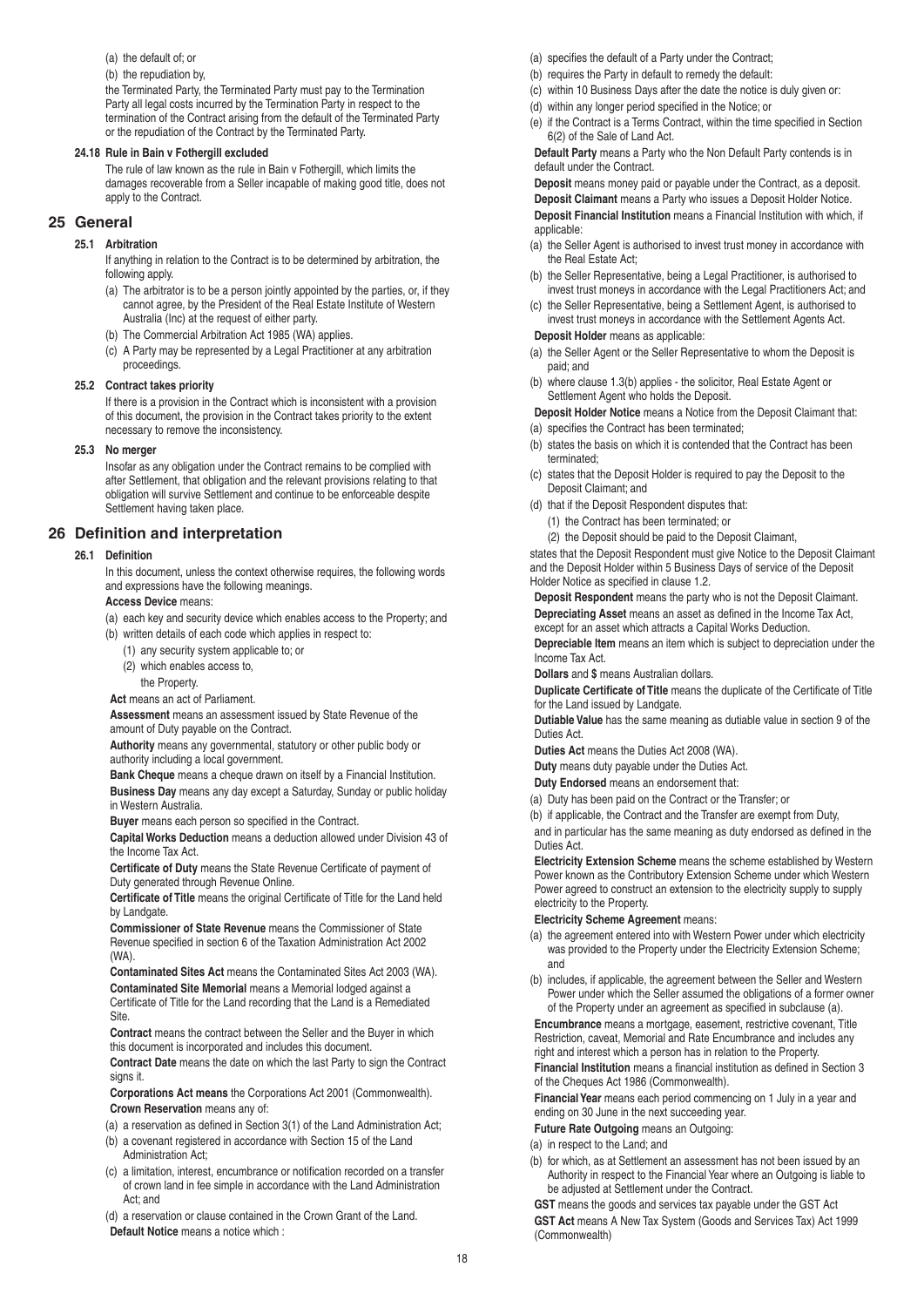(a) the default of; or

(b) the repudiation by,

the Terminated Party, the Terminated Party must pay to the Termination Party all legal costs incurred by the Termination Party in respect to the termination of the Contract arising from the default of the Terminated Party or the repudiation of the Contract by the Terminated Party.

#### 24.18 Rule in Bain v Fothergill excluded

The rule of law known as the rule in Bain v Fothergill, which limits the damages recoverable from a Seller incapable of making good title, does not apply to the Contract.

## 25 General

#### 25.1 Arbitration

If anything in relation to the Contract is to be determined by arbitration, the following apply.

(a) The arbitrator is to be a person jointly appointed by the parties, or, if they cannot agree, by the President of the Real Estate Institute of Western Australia (Inc) at the request of either party.

(b) The Commercial Arbitration Act 1985 (WA) applies.

(c) A Party may be represented by a Legal Practitioner at any arbitration proceedings.

#### 25.2 Contract takes priority

If there is a provision in the Contract which is inconsistent with a provision of this document, the provision in the Contract takes priority to the extent necessary to remove the inconsistency.

#### 25.3 No merger

Insofar as any obligation under the Contract remains to be complied with after Settlement, that obligation and the relevant provisions relating to that obligation will survive Settlement and continue to be enforceable despite Settlement having taken place.

## 26 Definition and interpretation

#### 26.1 Definition

In this document, unless the context otherwise requires, the following words and expressions have the following meanings.

**Access Device** means:

(a) each key and security device which enables access to the Property; and

(b) written details of each code which applies in respect to:

(1) any security system applicable to; or

(2) which enables access to,

the Property.

**Act** means an act of Parliament.

**Assessment** means an assessment issued by State Revenue of the amount of Duty payable on the Contract.

**Authority** means any governmental, statutory or other public body or authority including a local government.

**Bank Cheque** means a cheque drawn on itself by a Financial Institution.

**Business Day** means any day except a Saturday, Sunday or public holiday in Western Australia.

**Buyer** means each person so specified in the Contract.

**Capital Works Deduction** means a deduction allowed under Division 43 of the Income Tax Act.

**Certificate of Duty** means the State Revenue Certificate of payment of Duty generated through Revenue Online.

**Certificate of Title** means the original Certificate of Title for the Land held by Landgate.

**Commissioner of State Revenue** means the Commissioner of State Revenue specified in section 6 of the Taxation Administration Act 2002 (WA).

**Contaminated Sites Act** means the Contaminated Sites Act 2003 (WA).

**Contaminated Site Memorial** means a Memorial lodged against a Certificate of Title for the Land recording that the Land is a Remediated Site.

**Contract** means the contract between the Seller and the Buyer in which this document is incorporated and includes this document.

**Contract Date** means the date on which the last Party to sign the Contract signs it.

**Corporations Act means** the Corporations Act 2001 (Commonwealth).

**Crown Reservation** means any of:

(a) a reservation as defined in Section 3(1) of the Land Administration Act;

(b) a covenant registered in accordance with Section 15 of the Land Administration Act;

(c) a limitation, interest, encumbrance or notification recorded on a transfer of crown land in fee simple in accordance with the Land Administration Act; and

(d) a reservation or clause contained in the Crown Grant of the Land.

**Default Notice** means a notice which :

(a) specifies the default of a Party under the Contract;

(b) requires the Party in default to remedy the default:

(c) within 10 Business Days after the date the notice is duly given or:

(d) within any longer period specified in the Notice; or

(e) if the Contract is a Terms Contract, within the time specified in Section 6(2) of the Sale of Land Act.

**Default Party** means a Party who the Non Default Party contends is in default under the Contract.

**Deposit** means money paid or payable under the Contract, as a deposit.

**Deposit Claimant** means a Party who issues a Deposit Holder Notice.

**Deposit Financial Institution** means a Financial Institution with which, if applicable:

(a) the Seller Agent is authorised to invest trust money in accordance with the Real Estate Act;

(b) the Seller Representative, being a Legal Practitioner, is authorised to invest trust moneys in accordance with the Legal Practitioners Act; and

(c) the Seller Representative, being a Settlement Agent, is authorised to invest trust moneys in accordance with the Settlement Agents Act.

**Deposit Holder** means as applicable:

(a) the Seller Agent or the Seller Representative to whom the Deposit is paid; and

(b) where clause 1.3(b) applies - the solicitor, Real Estate Agent or Settlement Agent who holds the Deposit.

**Deposit Holder Notice** means a Notice from the Deposit Claimant that:

(a) specifies the Contract has been terminated;

(b) states the basis on which it is contended that the Contract has been terminated;

(c) states that the Deposit Holder is required to pay the Deposit to the Deposit Claimant; and

(d) that if the Deposit Respondent disputes that:

(1) the Contract has been terminated; or

(2) the Deposit should be paid to the Deposit Claimant,

states that the Deposit Respondent must give Notice to the Deposit Claimant and the Deposit Holder within 5 Business Days of service of the Deposit Holder Notice as specified in clause 1.2.

**Deposit Respondent** means the party who is not the Deposit Claimant.

**Depreciating Asset** means an asset as defined in the Income Tax Act, except for an asset which attracts a Capital Works Deduction.

**Depreciable Item** means an item which is subject to depreciation under the Income Tax Act.

**Dollars** and **$** means Australian dollars.

**Duplicate Certificate of Title** means the duplicate of the Certificate of Title for the Land issued by Landgate.

**Dutiable Value** has the same meaning as dutiable value in section 9 of the Duties Act.

**Duties Act** means the Duties Act 2008 (WA).

**Duty** means duty payable under the Duties Act.

**Duty Endorsed** means an endorsement that:

(a) Duty has been paid on the Contract or the Transfer; or

(b) if applicable, the Contract and the Transfer are exempt from Duty,

and in particular has the same meaning as duty endorsed as defined in the Duties Act.

**Electricity Extension Scheme** means the scheme established by Western Power known as the Contributory Extension Scheme under which Western Power agreed to construct an extension to the electricity supply to supply electricity to the Property.

**Electricity Scheme Agreement** means:

(a) the agreement entered into with Western Power under which electricity was provided to the Property under the Electricity Extension Scheme; and

(b) includes, if applicable, the agreement between the Seller and Western Power under which the Seller assumed the obligations of a former owner of the Property under an agreement as specified in subclause (a).

**Encumbrance** means a mortgage, easement, restrictive covenant, Title Restriction, caveat, Memorial and Rate Encumbrance and includes any right and interest which a person has in relation to the Property.

**Financial Institution** means a financial institution as defined in Section 3 of the Cheques Act 1986 (Commonwealth).

**Financial Year** means each period commencing on 1 July in a year and ending on 30 June in the next succeeding year.

**Future Rate Outgoing** means an Outgoing:

(a) in respect to the Land; and

(b) for which, as at Settlement an assessment has not been issued by an Authority in respect to the Financial Year where an Outgoing is liable to be adjusted at Settlement under the Contract.

**GST** means the goods and services tax payable under the GST Act

**GST Act** means A New Tax System (Goods and Services Tax) Act 1999 (Commonwealth)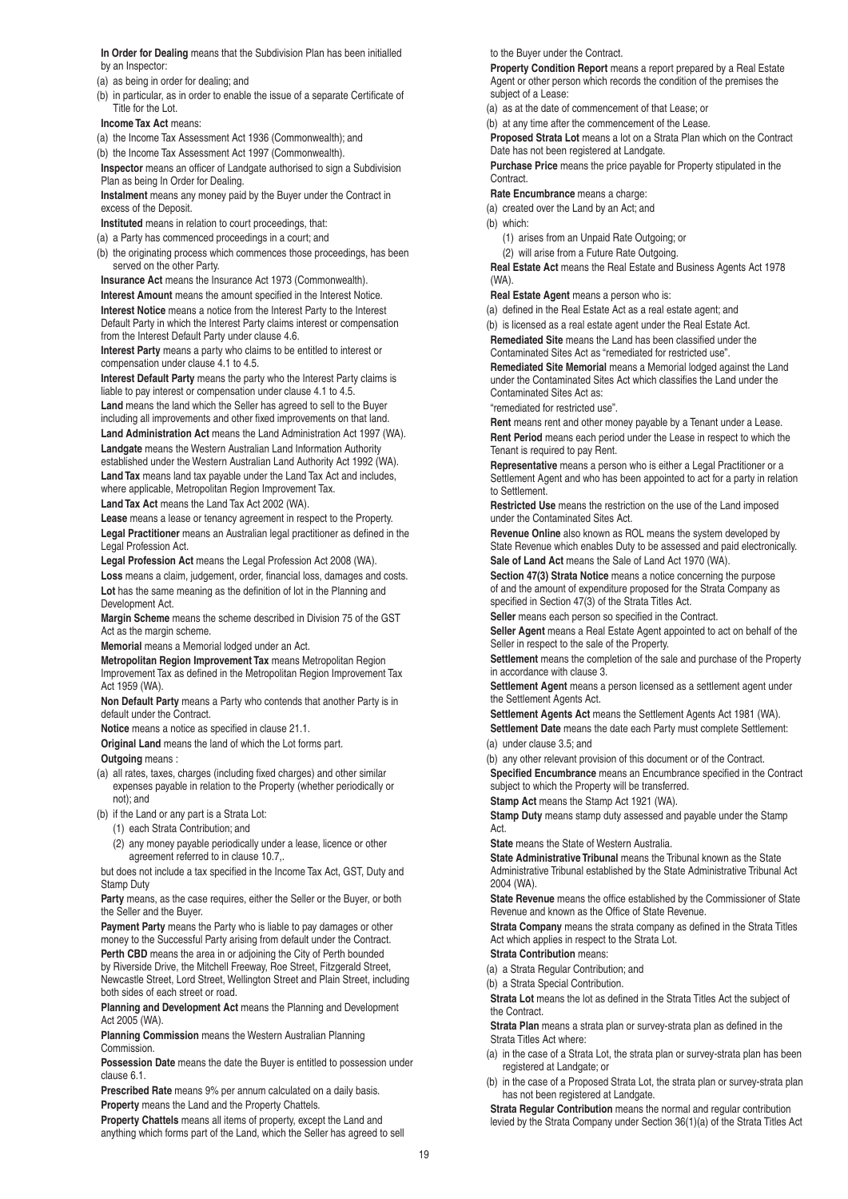**In Order for Dealing** means that the Subdivision Plan has been initialled by an Inspector:

(a) as being in order for dealing; and

(b) in particular, as in order to enable the issue of a separate Certificate of Title for the Lot.

**Income Tax Act** means:

(a) the Income Tax Assessment Act 1936 (Commonwealth); and

(b) the Income Tax Assessment Act 1997 (Commonwealth).

**Inspector** means an officer of Landgate authorised to sign a Subdivision Plan as being In Order for Dealing.

**Instalment** means any money paid by the Buyer under the Contract in excess of the Deposit.

**Instituted** means in relation to court proceedings, that:

(a) a Party has commenced proceedings in a court; and

(b) the originating process which commences those proceedings, has been served on the other Party.

**Insurance Act** means the Insurance Act 1973 (Commonwealth).

**Interest Amount** means the amount specified in the Interest Notice.

**Interest Notice** means a notice from the Interest Party to the Interest Default Party in which the Interest Party claims interest or compensation from the Interest Default Party under clause 4.6.

**Interest Party** means a party who claims to be entitled to interest or compensation under clause 4.1 to 4.5.

**Interest Default Party** means the party who the Interest Party claims is liable to pay interest or compensation under clause 4.1 to 4.5.

**Land** means the land which the Seller has agreed to sell to the Buyer including all improvements and other fixed improvements on that land.

**Land Administration Act** means the Land Administration Act 1997 (WA).

**Landgate** means the Western Australian Land Information Authority established under the Western Australian Land Authority Act 1992 (WA).

**Land Tax** means land tax payable under the Land Tax Act and includes, where applicable, Metropolitan Region Improvement Tax.

**Land Tax Act** means the Land Tax Act 2002 (WA).

**Lease** means a lease or tenancy agreement in respect to the Property.

**Legal Practitioner** means an Australian legal practitioner as defined in the Legal Profession Act.

**Legal Profession Act** means the Legal Profession Act 2008 (WA).

**Loss** means a claim, judgement, order, financial loss, damages and costs.

**Lot** has the same meaning as the definition of lot in the Planning and Development Act.

**Margin Scheme** means the scheme described in Division 75 of the GST Act as the margin scheme.

**Memorial** means a Memorial lodged under an Act.

**Metropolitan Region Improvement Tax** means Metropolitan Region Improvement Tax as defined in the Metropolitan Region Improvement Tax Act 1959 (WA).

**Non Default Party** means a Party who contends that another Party is in default under the Contract.

**Notice** means a notice as specified in clause 21.1.

**Original Land** means the land of which the Lot forms part.

**Outgoing** means :

(a) all rates, taxes, charges (including fixed charges) and other similar expenses payable in relation to the Property (whether periodically or not); and

(b) if the Land or any part is a Strata Lot:
   (1) each Strata Contribution; and
   (2) any money payable periodically under a lease, licence or other agreement referred to in clause 10.7,.

but does not include a tax specified in the Income Tax Act, GST, Duty and Stamp Duty

**Party** means, as the case requires, either the Seller or the Buyer, or both the Seller and the Buyer.

**Payment Party** means the Party who is liable to pay damages or other money to the Successful Party arising from default under the Contract.

**Perth CBD** means the area in or adjoining the City of Perth bounded by Riverside Drive, the Mitchell Freeway, Roe Street, Fitzgerald Street, Newcastle Street, Lord Street, Wellington Street and Plain Street, including both sides of each street or road.

**Planning and Development Act** means the Planning and Development Act 2005 (WA).

**Planning Commission** means the Western Australian Planning Commission.

**Possession Date** means the date the Buyer is entitled to possession under clause 6.1.

**Prescribed Rate** means 9% per annum calculated on a daily basis.

**Property** means the Land and the Property Chattels.

**Property Chattels** means all items of property, except the Land and anything which forms part of the Land, which the Seller has agreed to sell to the Buyer under the Contract.

**Property Condition Report** means a report prepared by a Real Estate Agent or other person which records the condition of the premises the subject of a Lease:

(a) as at the date of commencement of that Lease; or

(b) at any time after the commencement of the Lease.

**Proposed Strata Lot** means a lot on a Strata Plan which on the Contract Date has not been registered at Landgate.

**Purchase Price** means the price payable for Property stipulated in the Contract.

**Rate Encumbrance** means a charge:

(a) created over the Land by an Act; and

(b) which:
   (1) arises from an Unpaid Rate Outgoing; or
   (2) will arise from a Future Rate Outgoing.

**Real Estate Act** means the Real Estate and Business Agents Act 1978 (WA).

**Real Estate Agent** means a person who is:

(a) defined in the Real Estate Act as a real estate agent; and

(b) is licensed as a real estate agent under the Real Estate Act.

**Remediated Site** means the Land has been classified under the Contaminated Sites Act as "remediated for restricted use".

**Remediated Site Memorial** means a Memorial lodged against the Land under the Contaminated Sites Act which classifies the Land under the Contaminated Sites Act as:

"remediated for restricted use".

**Rent** means rent and other money payable by a Tenant under a Lease.

**Rent Period** means each period under the Lease in respect to which the Tenant is required to pay Rent.

**Representative** means a person who is either a Legal Practitioner or a Settlement Agent and who has been appointed to act for a party in relation to Settlement.

**Restricted Use** means the restriction on the use of the Land imposed under the Contaminated Sites Act.

**Revenue Online** also known as ROL means the system developed by State Revenue which enables Duty to be assessed and paid electronically.

**Sale of Land Act** means the Sale of Land Act 1970 (WA).

**Section 47(3) Strata Notice** means a notice concerning the purpose of and the amount of expenditure proposed for the Strata Company as specified in Section 47(3) of the Strata Titles Act.

**Seller** means each person so specified in the Contract.

**Seller Agent** means a Real Estate Agent appointed to act on behalf of the Seller in respect to the sale of the Property.

**Settlement** means the completion of the sale and purchase of the Property in accordance with clause 3.

**Settlement Agent** means a person licensed as a settlement agent under the Settlement Agents Act.

**Settlement Agents Act** means the Settlement Agents Act 1981 (WA).

**Settlement Date** means the date each Party must complete Settlement:

(a) under clause 3.5; and

(b) any other relevant provision of this document or of the Contract.

**Specified Encumbrance** means an Encumbrance specified in the Contract subject to which the Property will be transferred.

**Stamp Act** means the Stamp Act 1921 (WA).

**Stamp Duty** means stamp duty assessed and payable under the Stamp Act.

**State** means the State of Western Australia.

**State Administrative Tribunal** means the Tribunal known as the State Administrative Tribunal established by the State Administrative Tribunal Act 2004 (WA).

**State Revenue** means the office established by the Commissioner of State Revenue and known as the Office of State Revenue.

**Strata Company** means the strata company as defined in the Strata Titles Act which applies in respect to the Strata Lot.

**Strata Contribution** means:

(a) a Strata Regular Contribution; and

(b) a Strata Special Contribution.

**Strata Lot** means the lot as defined in the Strata Titles Act the subject of the Contract.

**Strata Plan** means a strata plan or survey-strata plan as defined in the Strata Titles Act where:

(a) in the case of a Strata Lot, the strata plan or survey-strata plan has been registered at Landgate; or

(b) in the case of a Proposed Strata Lot, the strata plan or survey-strata plan has not been registered at Landgate.

**Strata Regular Contribution** means the normal and regular contribution levied by the Strata Company under Section 36(1)(a) of the Strata Titles Act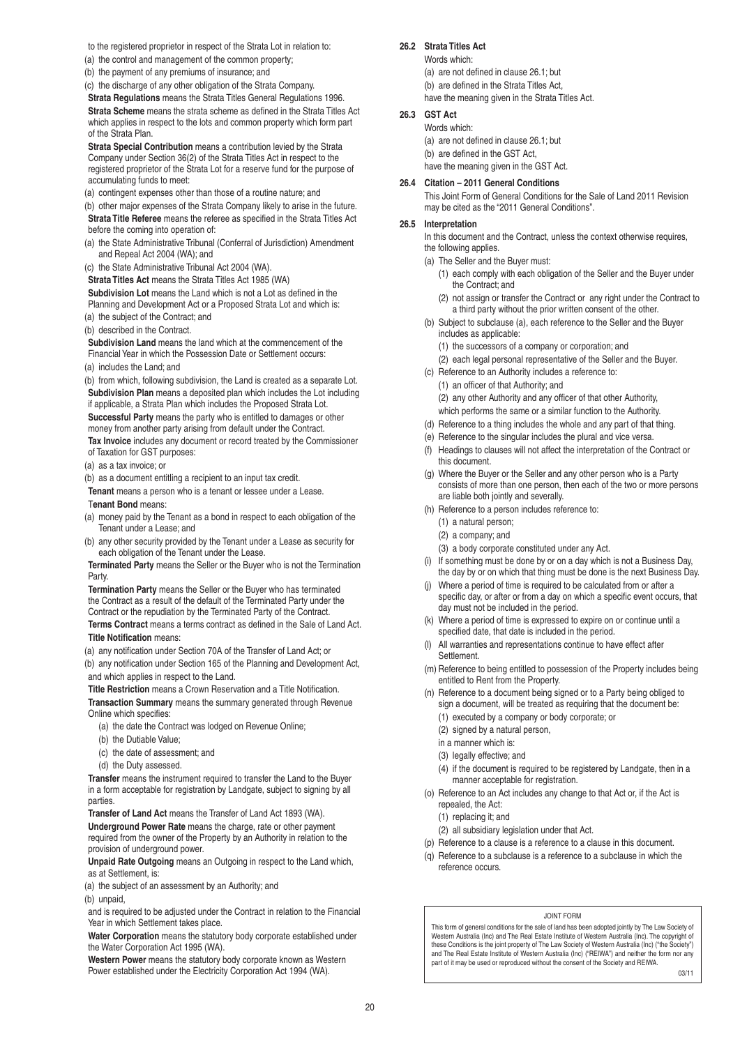to the registered proprietor in respect of the Strata Lot in relation to:

(a) the control and management of the common property;

(b) the payment of any premiums of insurance; and

(c) the discharge of any other obligation of the Strata Company.

**Strata Regulations** means the Strata Titles General Regulations 1996.

**Strata Scheme** means the strata scheme as defined in the Strata Titles Act which applies in respect to the lots and common property which form part of the Strata Plan.

**Strata Special Contribution** means a contribution levied by the Strata Company under Section 36(2) of the Strata Titles Act in respect to the registered proprietor of the Strata Lot for a reserve fund for the purpose of accumulating funds to meet:

(a) contingent expenses other than those of a routine nature; and

(b) other major expenses of the Strata Company likely to arise in the future.

**Strata Title Referee** means the referee as specified in the Strata Titles Act before the coming into operation of:

(a) the State Administrative Tribunal (Conferral of Jurisdiction) Amendment and Repeal Act 2004 (WA); and

(c) the State Administrative Tribunal Act 2004 (WA).

**Strata Titles Act** means the Strata Titles Act 1985 (WA)

**Subdivision Lot** means the Land which is not a Lot as defined in the Planning and Development Act or a Proposed Strata Lot and which is:

(a) the subject of the Contract; and

(b) described in the Contract.

**Subdivision Land** means the land which at the commencement of the Financial Year in which the Possession Date or Settlement occurs:

(a) includes the Land; and

(b) from which, following subdivision, the Land is created as a separate Lot.

**Subdivision Plan** means a deposited plan which includes the Lot including if applicable, a Strata Plan which includes the Proposed Strata Lot.

**Successful Party** means the party who is entitled to damages or other money from another party arising from default under the Contract.

**Tax Invoice** includes any document or record treated by the Commissioner of Taxation for GST purposes:

(a) as a tax invoice; or

(b) as a document entitling a recipient to an input tax credit.

**Tenant** means a person who is a tenant or lessee under a Lease.

**Tenant Bond** means:

(a) money paid by the Tenant as a bond in respect to each obligation of the Tenant under a Lease; and

(b) any other security provided by the Tenant under a Lease as security for each obligation of the Tenant under the Lease.

**Terminated Party** means the Seller or the Buyer who is not the Termination Party.

**Termination Party** means the Seller or the Buyer who has terminated the Contract as a result of the default of the Terminated Party under the Contract or the repudiation by the Terminated Party of the Contract.

**Terms Contract** means a terms contract as defined in the Sale of Land Act.

**Title Notification** means:

(a) any notification under Section 70A of the Transfer of Land Act; or

(b) any notification under Section 165 of the Planning and Development Act,

and which applies in respect to the Land.

**Title Restriction** means a Crown Reservation and a Title Notification.

**Transaction Summary** means the summary generated through Revenue Online which specifies:

(a) the date the Contract was lodged on Revenue Online;

(b) the Dutiable Value;

(c) the date of assessment; and

(d) the Duty assessed.

**Transfer** means the instrument required to transfer the Land to the Buyer in a form acceptable for registration by Landgate, subject to signing by all parties.

**Transfer of Land Act** means the Transfer of Land Act 1893 (WA).

**Underground Power Rate** means the charge, rate or other payment required from the owner of the Property by an Authority in relation to the provision of underground power.

**Unpaid Rate Outgoing** means an Outgoing in respect to the Land which, as at Settlement, is:

(a) the subject of an assessment by an Authority; and

(b) unpaid,

and is required to be adjusted under the Contract in relation to the Financial Year in which Settlement takes place.

**Water Corporation** means the statutory body corporate established under the Water Corporation Act 1995 (WA).

**Western Power** means the statutory body corporate known as Western Power established under the Electricity Corporation Act 1994 (WA).

**26.2 Strata Titles Act**

Words which:

(a) are not defined in clause 26.1; but

(b) are defined in the Strata Titles Act,

have the meaning given in the Strata Titles Act.

**26.3 GST Act**

Words which:

(a) are not defined in clause 26.1; but

(b) are defined in the GST Act,

have the meaning given in the GST Act.

**26.4 Citation – 2011 General Conditions**

This Joint Form of General Conditions for the Sale of Land 2011 Revision may be cited as the "2011 General Conditions".

**26.5 Interpretation**

In this document and the Contract, unless the context otherwise requires, the following applies.

(a) The Seller and the Buyer must:
   (1) each comply with each obligation of the Seller and the Buyer under the Contract; and
   (2) not assign or transfer the Contract or any right under the Contract to a third party without the prior written consent of the other.

(b) Subject to subclause (a), each reference to the Seller and the Buyer includes as applicable:
   (1) the successors of a company or corporation; and
   (2) each legal personal representative of the Seller and the Buyer.

(c) Reference to an Authority includes a reference to:
   (1) an officer of that Authority; and
   (2) any other Authority and any officer of that other Authority,
   which performs the same or a similar function to the Authority.

(d) Reference to a thing includes the whole and any part of that thing.

(e) Reference to the singular includes the plural and vice versa.

(f) Headings to clauses will not affect the interpretation of the Contract or this document.

(g) Where the Buyer or the Seller and any other person who is a Party consists of more than one person, then each of the two or more persons are liable both jointly and severally.

(h) Reference to a person includes reference to:
   (1) a natural person;
   (2) a company; and
   (3) a body corporate constituted under any Act.

(i) If something must be done by or on a day which is not a Business Day, the day by or on which that thing must be done is the next Business Day.

(j) Where a period of time is required to be calculated from or after a specific day, or after or from a day on which a specific event occurs, that day must not be included in the period.

(k) Where a period of time is expressed to expire on or continue until a specified date, that date is included in the period.

(l) All warranties and representations continue to have effect after Settlement.

(m) Reference to being entitled to possession of the Property includes being entitled to Rent from the Property.

(n) Reference to a document being signed or to a Party being obliged to sign a document, will be treated as requiring that the document be:
   (1) executed by a company or body corporate; or
   (2) signed by a natural person,
   in a manner which is:
   (3) legally effective; and
   (4) if the document is required to be registered by Landgate, then in a manner acceptable for registration.

(o) Reference to an Act includes any change to that Act or, if the Act is repealed, the Act:
   (1) replacing it; and
   (2) all subsidiary legislation under that Act.

(p) Reference to a clause is a reference to a clause in this document.

(q) Reference to a subclause is a reference to a subclause in which the reference occurs.

JOINT FORM

This form of general conditions for the sale of land has been adopted jointly by The Law Society of Western Australia (Inc) and The Real Estate Institute of Western Australia (Inc). The copyright of these Conditions is the joint property of The Law Society of Western Australia (Inc) ("the Society") and The Real Estate Institute of Western Australia (Inc) ("REIWA") and neither the form nor any part of it may be used or reproduced without the consent of the Society and REIWA.

03/11